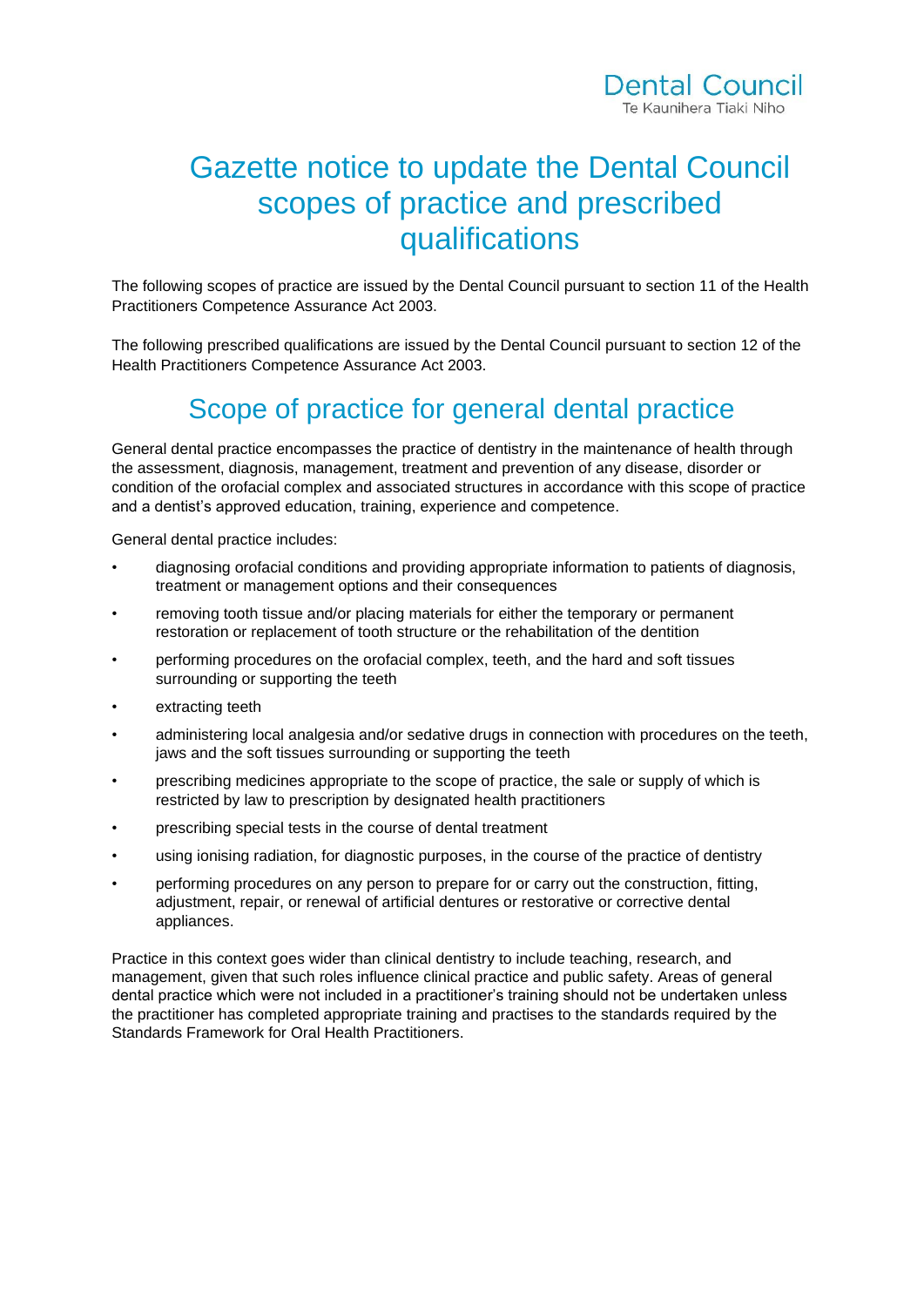Dental Council
Te Kaunihera Tiaki Niho

# Gazette notice to update the Dental Council scopes of practice and prescribed qualifications

The following scopes of practice are issued by the Dental Council pursuant to section 11 of the Health Practitioners Competence Assurance Act 2003.

The following prescribed qualifications are issued by the Dental Council pursuant to section 12 of the Health Practitioners Competence Assurance Act 2003.

## Scope of practice for general dental practice

General dental practice encompasses the practice of dentistry in the maintenance of health through the assessment, diagnosis, management, treatment and prevention of any disease, disorder or condition of the orofacial complex and associated structures in accordance with this scope of practice and a dentist's approved education, training, experience and competence.

General dental practice includes:

- diagnosing orofacial conditions and providing appropriate information to patients of diagnosis, treatment or management options and their consequences
- removing tooth tissue and/or placing materials for either the temporary or permanent restoration or replacement of tooth structure or the rehabilitation of the dentition
- performing procedures on the orofacial complex, teeth, and the hard and soft tissues surrounding or supporting the teeth
- extracting teeth
- administering local analgesia and/or sedative drugs in connection with procedures on the teeth, jaws and the soft tissues surrounding or supporting the teeth
- prescribing medicines appropriate to the scope of practice, the sale or supply of which is restricted by law to prescription by designated health practitioners
- prescribing special tests in the course of dental treatment
- using ionising radiation, for diagnostic purposes, in the course of the practice of dentistry
- performing procedures on any person to prepare for or carry out the construction, fitting, adjustment, repair, or renewal of artificial dentures or restorative or corrective dental appliances.

Practice in this context goes wider than clinical dentistry to include teaching, research, and management, given that such roles influence clinical practice and public safety. Areas of general dental practice which were not included in a practitioner's training should not be undertaken unless the practitioner has completed appropriate training and practises to the standards required by the Standards Framework for Oral Health Practitioners.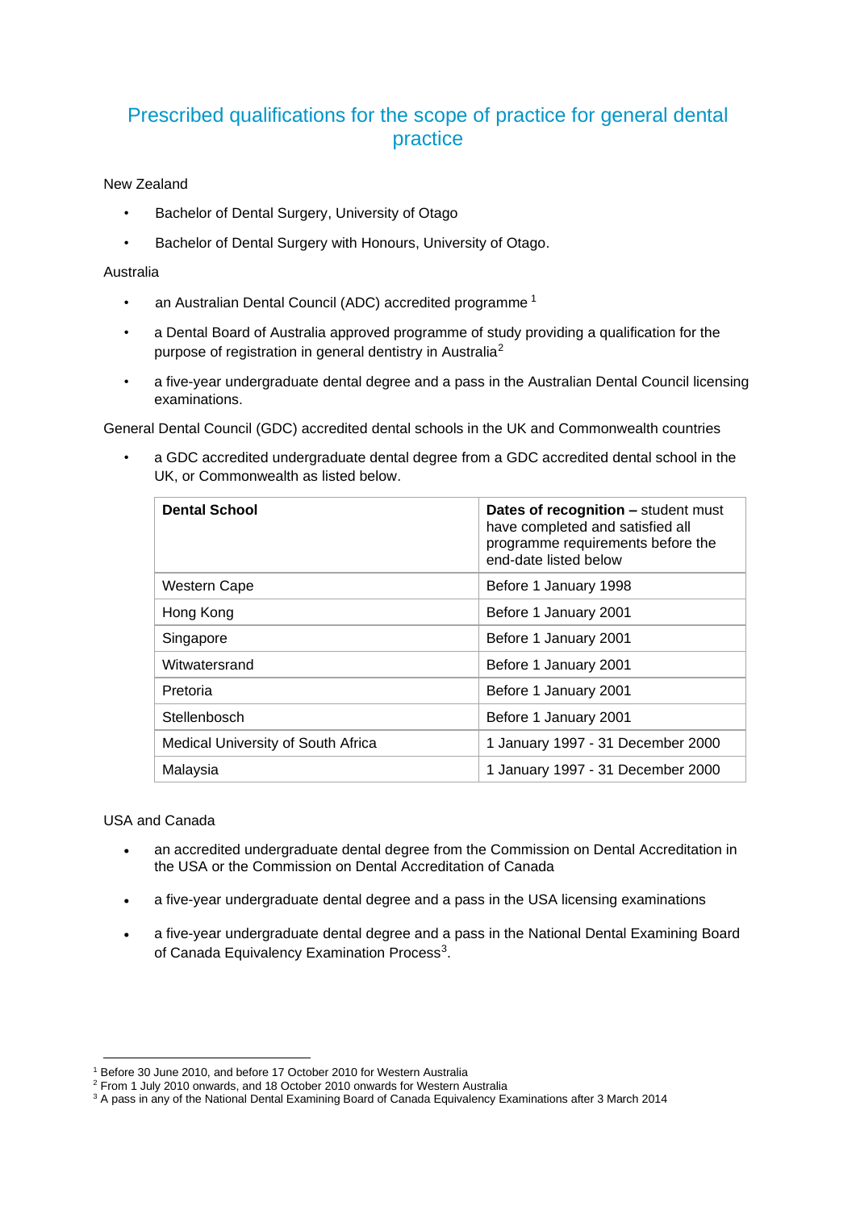# Prescribed qualifications for the scope of practice for general dental practice

New Zealand

- Bachelor of Dental Surgery, University of Otago
- Bachelor of Dental Surgery with Honours, University of Otago.

Australia

- an Australian Dental Council (ADC) accredited programme [1]
- a Dental Board of Australia approved programme of study providing a qualification for the purpose of registration in general dentistry in Australia[2]
- a five-year undergraduate dental degree and a pass in the Australian Dental Council licensing examinations.

General Dental Council (GDC) accredited dental schools in the UK and Commonwealth countries

- a GDC accredited undergraduate dental degree from a GDC accredited dental school in the UK, or Commonwealth as listed below.

| **Dental School** | **Dates of recognition –** student must have completed and satisfied all programme requirements before the end-date listed below |
|---|---|
| Western Cape | Before 1 January 1998 |
| Hong Kong | Before 1 January 2001 |
| Singapore | Before 1 January 2001 |
| Witwatersrand | Before 1 January 2001 |
| Pretoria | Before 1 January 2001 |
| Stellenbosch | Before 1 January 2001 |
| Medical University of South Africa | 1 January 1997 - 31 December 2000 |
| Malaysia | 1 January 1997 - 31 December 2000 |

USA and Canada

- an accredited undergraduate dental degree from the Commission on Dental Accreditation in the USA or the Commission on Dental Accreditation of Canada
- a five-year undergraduate dental degree and a pass in the USA licensing examinations
- a five-year undergraduate dental degree and a pass in the National Dental Examining Board of Canada Equivalency Examination Process[3].

---

[1] Before 30 June 2010, and before 17 October 2010 for Western Australia

[2] From 1 July 2010 onwards, and 18 October 2010 onwards for Western Australia

[3] A pass in any of the National Dental Examining Board of Canada Equivalency Examinations after 3 March 2014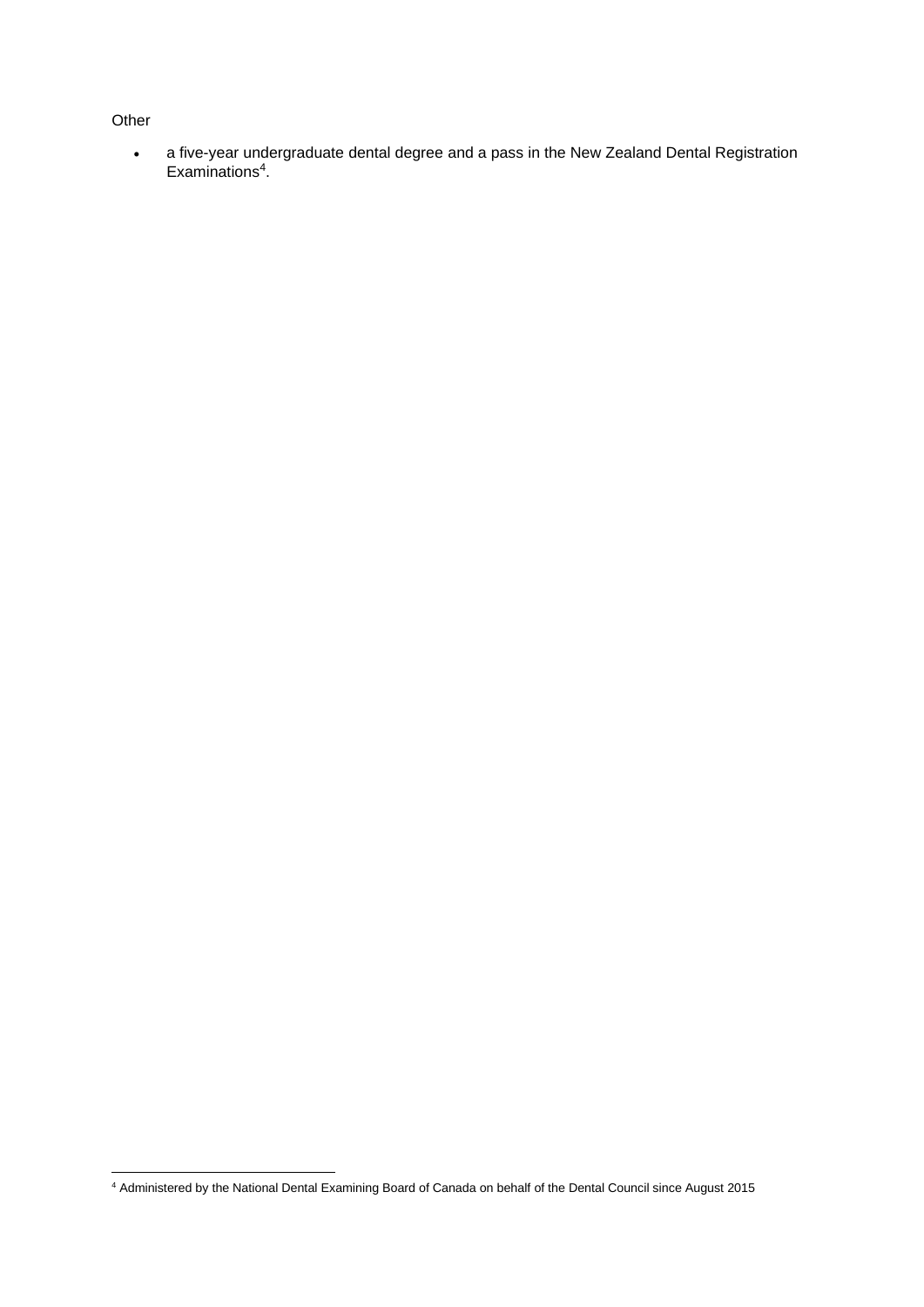Other

- a five-year undergraduate dental degree and a pass in the New Zealand Dental Registration Examinations[4].

[4] Administered by the National Dental Examining Board of Canada on behalf of the Dental Council since August 2015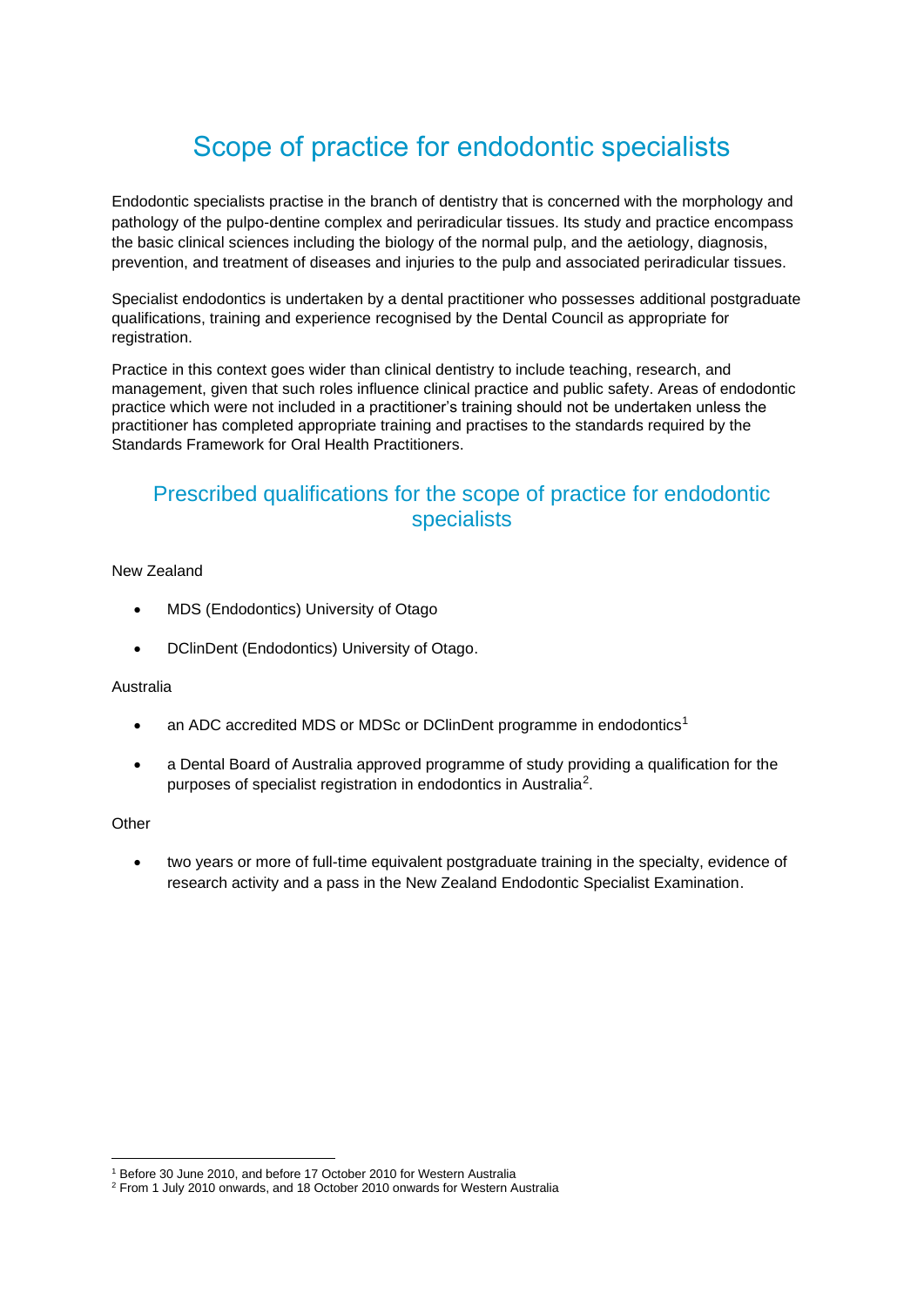# Scope of practice for endodontic specialists

Endodontic specialists practise in the branch of dentistry that is concerned with the morphology and pathology of the pulpo-dentine complex and periradicular tissues. Its study and practice encompass the basic clinical sciences including the biology of the normal pulp, and the aetiology, diagnosis, prevention, and treatment of diseases and injuries to the pulp and associated periradicular tissues.

Specialist endodontics is undertaken by a dental practitioner who possesses additional postgraduate qualifications, training and experience recognised by the Dental Council as appropriate for registration.

Practice in this context goes wider than clinical dentistry to include teaching, research, and management, given that such roles influence clinical practice and public safety. Areas of endodontic practice which were not included in a practitioner's training should not be undertaken unless the practitioner has completed appropriate training and practises to the standards required by the Standards Framework for Oral Health Practitioners.

## Prescribed qualifications for the scope of practice for endodontic specialists

New Zealand

- MDS (Endodontics) University of Otago
- DClinDent (Endodontics) University of Otago.

Australia

- an ADC accredited MDS or MDSc or DClinDent programme in endodontics[1]
- a Dental Board of Australia approved programme of study providing a qualification for the purposes of specialist registration in endodontics in Australia[2].

Other

- two years or more of full-time equivalent postgraduate training in the specialty, evidence of research activity and a pass in the New Zealand Endodontic Specialist Examination.

[1] Before 30 June 2010, and before 17 October 2010 for Western Australia

[2] From 1 July 2010 onwards, and 18 October 2010 onwards for Western Australia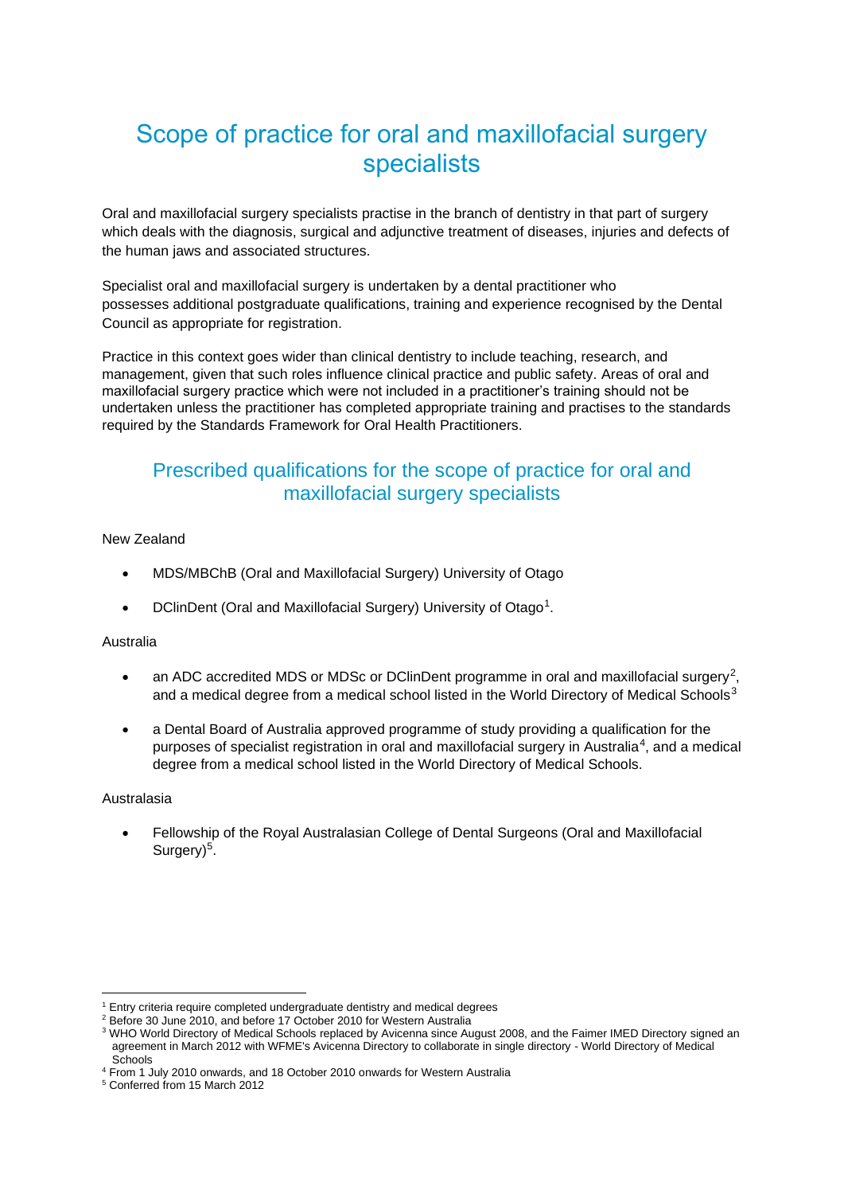# Scope of practice for oral and maxillofacial surgery specialists

Oral and maxillofacial surgery specialists practise in the branch of dentistry in that part of surgery which deals with the diagnosis, surgical and adjunctive treatment of diseases, injuries and defects of the human jaws and associated structures.

Specialist oral and maxillofacial surgery is undertaken by a dental practitioner who possesses additional postgraduate qualifications, training and experience recognised by the Dental Council as appropriate for registration.

Practice in this context goes wider than clinical dentistry to include teaching, research, and management, given that such roles influence clinical practice and public safety. Areas of oral and maxillofacial surgery practice which were not included in a practitioner's training should not be undertaken unless the practitioner has completed appropriate training and practises to the standards required by the Standards Framework for Oral Health Practitioners.

## Prescribed qualifications for the scope of practice for oral and maxillofacial surgery specialists

New Zealand

- MDS/MBChB (Oral and Maxillofacial Surgery) University of Otago
- DClinDent (Oral and Maxillofacial Surgery) University of Otago[1].

Australia

- an ADC accredited MDS or MDSc or DClinDent programme in oral and maxillofacial surgery[2], and a medical degree from a medical school listed in the World Directory of Medical Schools[3]
- a Dental Board of Australia approved programme of study providing a qualification for the purposes of specialist registration in oral and maxillofacial surgery in Australia[4], and a medical degree from a medical school listed in the World Directory of Medical Schools.

Australasia

- Fellowship of the Royal Australasian College of Dental Surgeons (Oral and Maxillofacial Surgery)[5].

---

[1] Entry criteria require completed undergraduate dentistry and medical degrees

[2] Before 30 June 2010, and before 17 October 2010 for Western Australia

[3] WHO World Directory of Medical Schools replaced by Avicenna since August 2008, and the Faimer IMED Directory signed an agreement in March 2012 with WFME's Avicenna Directory to collaborate in single directory - World Directory of Medical Schools

[4] From 1 July 2010 onwards, and 18 October 2010 onwards for Western Australia

[5] Conferred from 15 March 2012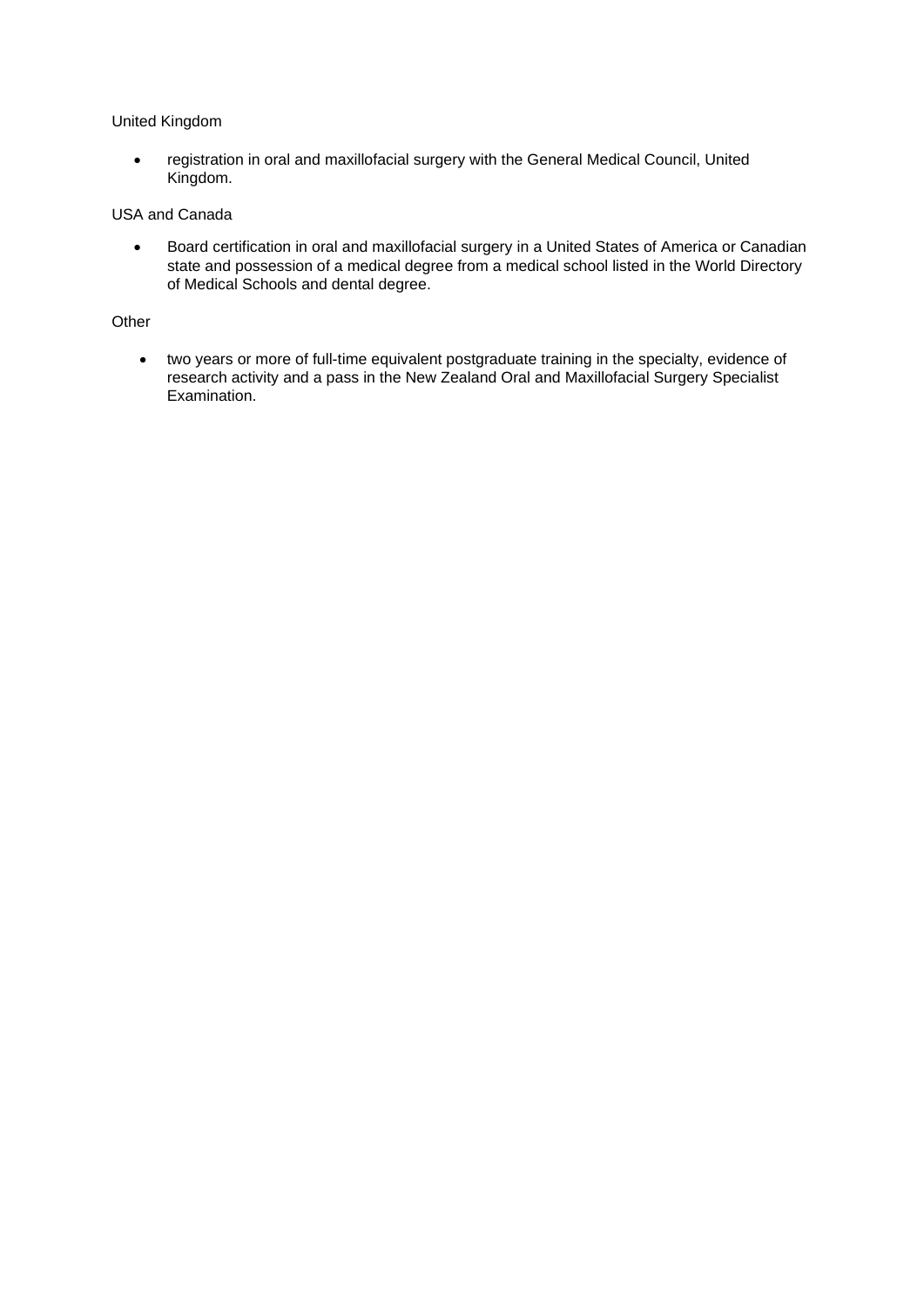United Kingdom

- registration in oral and maxillofacial surgery with the General Medical Council, United Kingdom.

USA and Canada

- Board certification in oral and maxillofacial surgery in a United States of America or Canadian state and possession of a medical degree from a medical school listed in the World Directory of Medical Schools and dental degree.

Other

- two years or more of full-time equivalent postgraduate training in the specialty, evidence of research activity and a pass in the New Zealand Oral and Maxillofacial Surgery Specialist Examination.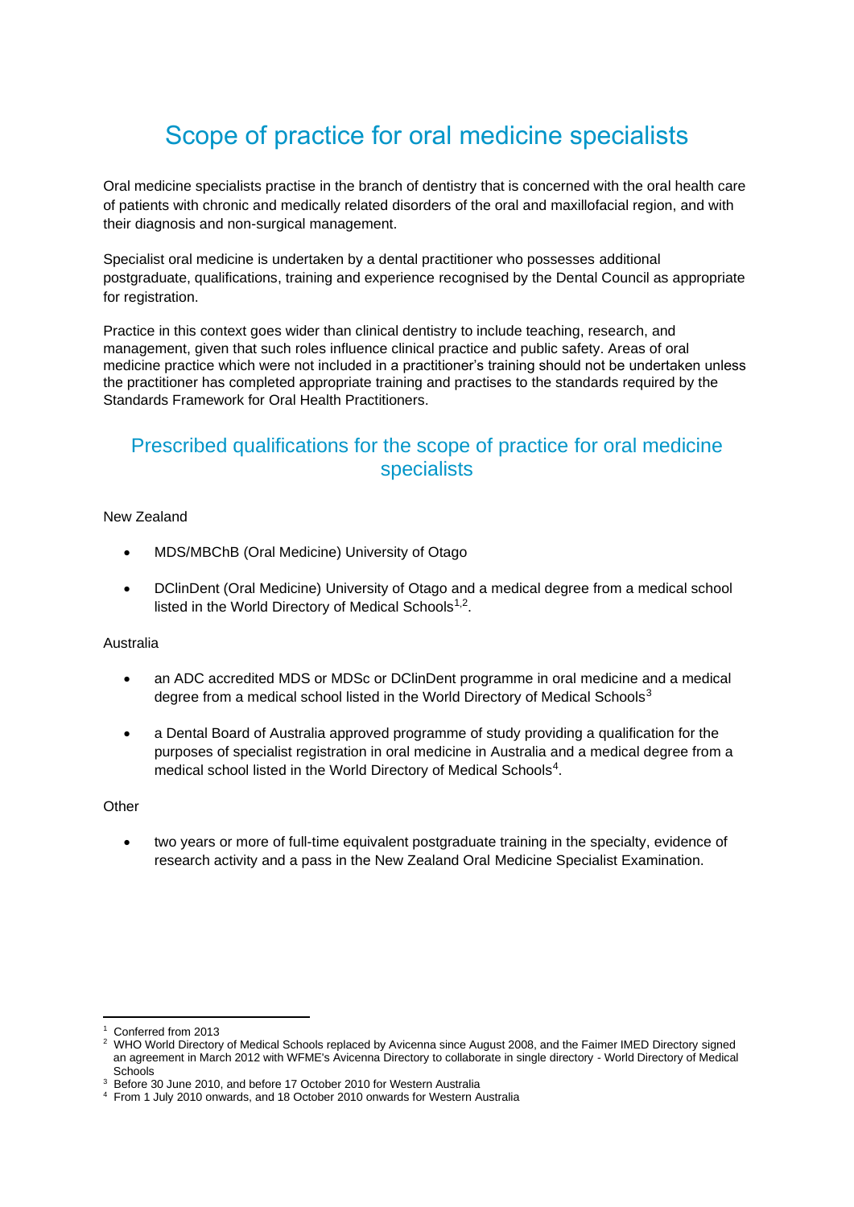# Scope of practice for oral medicine specialists

Oral medicine specialists practise in the branch of dentistry that is concerned with the oral health care of patients with chronic and medically related disorders of the oral and maxillofacial region, and with their diagnosis and non-surgical management.

Specialist oral medicine is undertaken by a dental practitioner who possesses additional postgraduate, qualifications, training and experience recognised by the Dental Council as appropriate for registration.

Practice in this context goes wider than clinical dentistry to include teaching, research, and management, given that such roles influence clinical practice and public safety. Areas of oral medicine practice which were not included in a practitioner's training should not be undertaken unless the practitioner has completed appropriate training and practises to the standards required by the Standards Framework for Oral Health Practitioners.

## Prescribed qualifications for the scope of practice for oral medicine specialists

New Zealand

- MDS/MBChB (Oral Medicine) University of Otago
- DClinDent (Oral Medicine) University of Otago and a medical degree from a medical school listed in the World Directory of Medical Schools[1,2].

Australia

- an ADC accredited MDS or MDSc or DClinDent programme in oral medicine and a medical degree from a medical school listed in the World Directory of Medical Schools[3]
- a Dental Board of Australia approved programme of study providing a qualification for the purposes of specialist registration in oral medicine in Australia and a medical degree from a medical school listed in the World Directory of Medical Schools[4].

Other

- two years or more of full-time equivalent postgraduate training in the specialty, evidence of research activity and a pass in the New Zealand Oral Medicine Specialist Examination.

---

[1] Conferred from 2013

[2] WHO World Directory of Medical Schools replaced by Avicenna since August 2008, and the Faimer IMED Directory signed an agreement in March 2012 with WFME's Avicenna Directory to collaborate in single directory - World Directory of Medical Schools

[3] Before 30 June 2010, and before 17 October 2010 for Western Australia

[4] From 1 July 2010 onwards, and 18 October 2010 onwards for Western Australia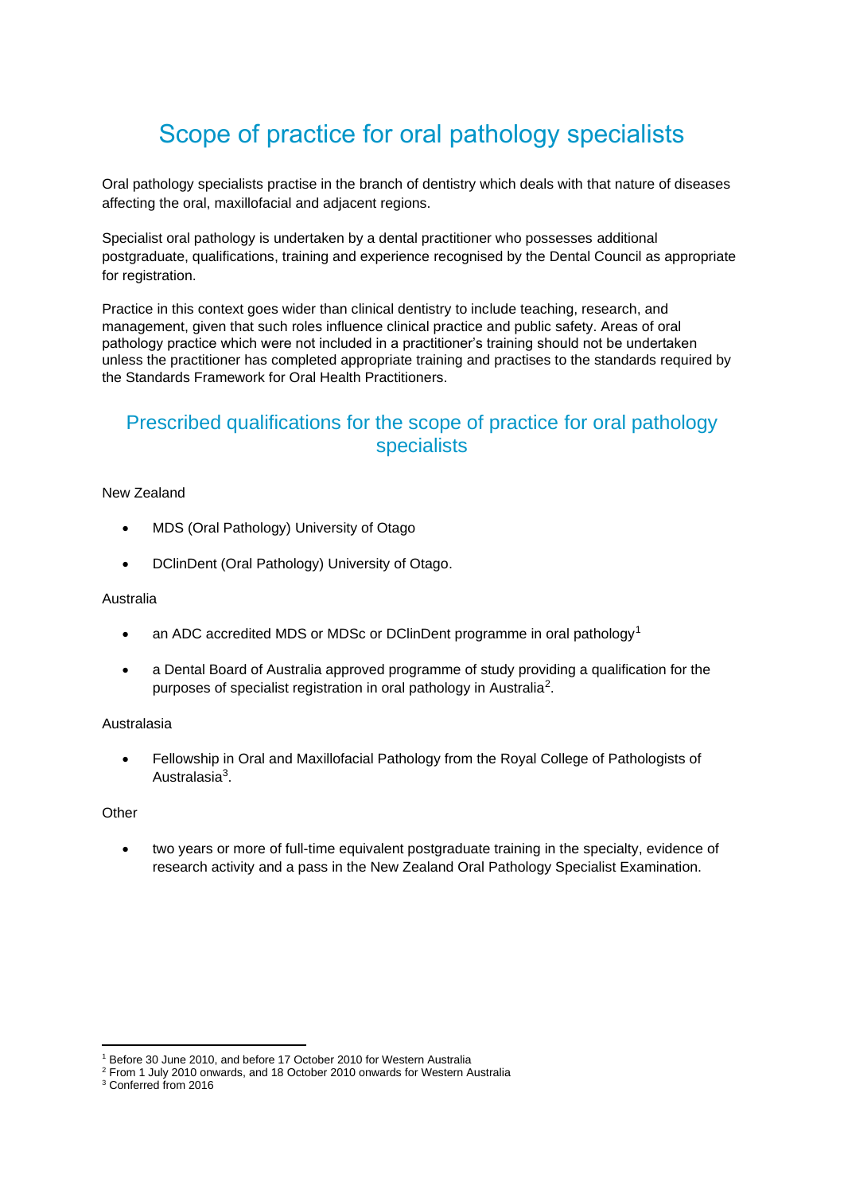# Scope of practice for oral pathology specialists

Oral pathology specialists practise in the branch of dentistry which deals with that nature of diseases affecting the oral, maxillofacial and adjacent regions.

Specialist oral pathology is undertaken by a dental practitioner who possesses additional postgraduate, qualifications, training and experience recognised by the Dental Council as appropriate for registration.

Practice in this context goes wider than clinical dentistry to include teaching, research, and management, given that such roles influence clinical practice and public safety. Areas of oral pathology practice which were not included in a practitioner's training should not be undertaken unless the practitioner has completed appropriate training and practises to the standards required by the Standards Framework for Oral Health Practitioners.

## Prescribed qualifications for the scope of practice for oral pathology specialists

New Zealand

- MDS (Oral Pathology) University of Otago
- DClinDent (Oral Pathology) University of Otago.

Australia

- an ADC accredited MDS or MDSc or DClinDent programme in oral pathology[1]
- a Dental Board of Australia approved programme of study providing a qualification for the purposes of specialist registration in oral pathology in Australia[2].

Australasia

- Fellowship in Oral and Maxillofacial Pathology from the Royal College of Pathologists of Australasia[3].

Other

- two years or more of full-time equivalent postgraduate training in the specialty, evidence of research activity and a pass in the New Zealand Oral Pathology Specialist Examination.

---

[1] Before 30 June 2010, and before 17 October 2010 for Western Australia

[2] From 1 July 2010 onwards, and 18 October 2010 onwards for Western Australia

[3] Conferred from 2016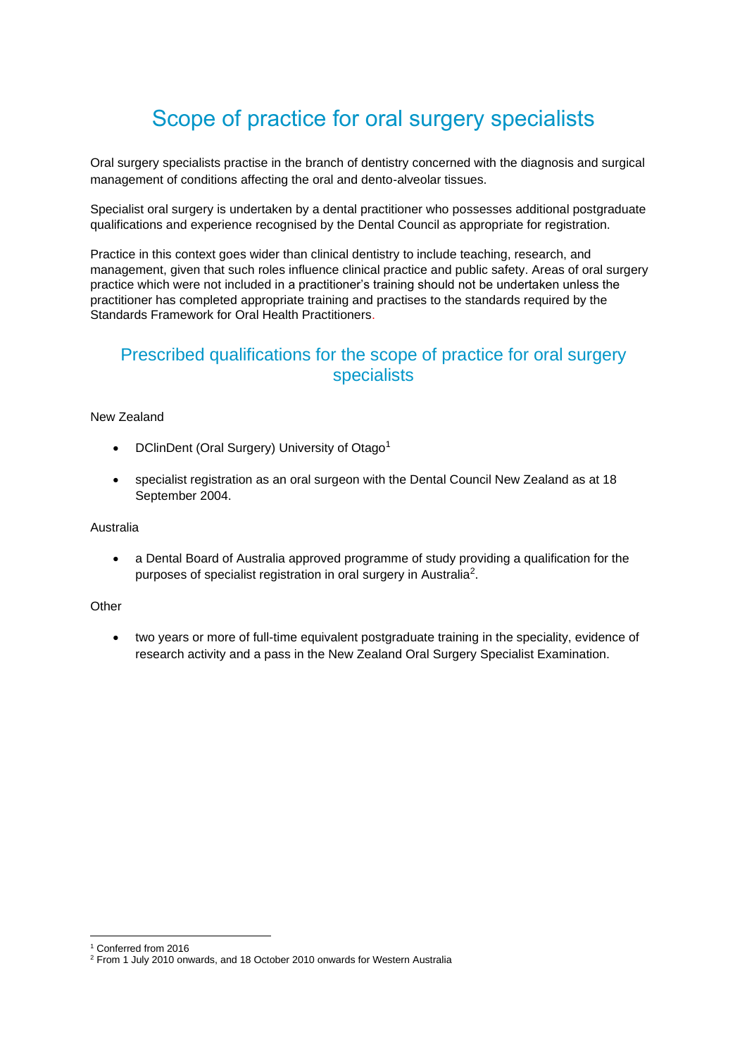# Scope of practice for oral surgery specialists

Oral surgery specialists practise in the branch of dentistry concerned with the diagnosis and surgical management of conditions affecting the oral and dento-alveolar tissues.

Specialist oral surgery is undertaken by a dental practitioner who possesses additional postgraduate qualifications and experience recognised by the Dental Council as appropriate for registration.

Practice in this context goes wider than clinical dentistry to include teaching, research, and management, given that such roles influence clinical practice and public safety. Areas of oral surgery practice which were not included in a practitioner's training should not be undertaken unless the practitioner has completed appropriate training and practises to the standards required by the Standards Framework for Oral Health Practitioners.

## Prescribed qualifications for the scope of practice for oral surgery specialists

New Zealand

- DClinDent (Oral Surgery) University of Otago[1]
- specialist registration as an oral surgeon with the Dental Council New Zealand as at 18 September 2004.

Australia

- a Dental Board of Australia approved programme of study providing a qualification for the purposes of specialist registration in oral surgery in Australia[2].

Other

- two years or more of full-time equivalent postgraduate training in the speciality, evidence of research activity and a pass in the New Zealand Oral Surgery Specialist Examination.

---

[1] Conferred from 2016

[2] From 1 July 2010 onwards, and 18 October 2010 onwards for Western Australia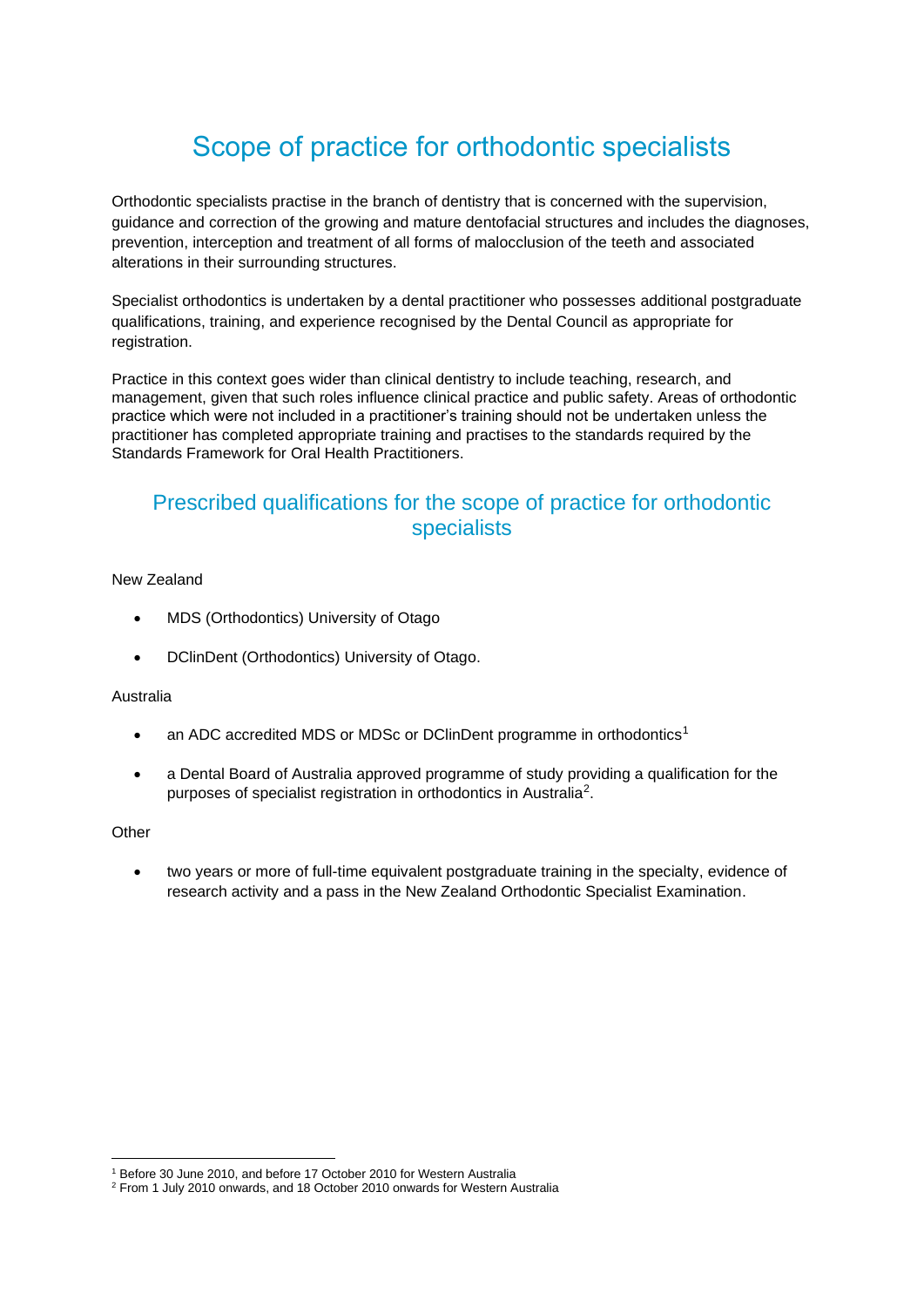# Scope of practice for orthodontic specialists

Orthodontic specialists practise in the branch of dentistry that is concerned with the supervision, guidance and correction of the growing and mature dentofacial structures and includes the diagnoses, prevention, interception and treatment of all forms of malocclusion of the teeth and associated alterations in their surrounding structures.

Specialist orthodontics is undertaken by a dental practitioner who possesses additional postgraduate qualifications, training, and experience recognised by the Dental Council as appropriate for registration.

Practice in this context goes wider than clinical dentistry to include teaching, research, and management, given that such roles influence clinical practice and public safety. Areas of orthodontic practice which were not included in a practitioner's training should not be undertaken unless the practitioner has completed appropriate training and practises to the standards required by the Standards Framework for Oral Health Practitioners.

## Prescribed qualifications for the scope of practice for orthodontic specialists

New Zealand

- MDS (Orthodontics) University of Otago
- DClinDent (Orthodontics) University of Otago.

Australia

- an ADC accredited MDS or MDSc or DClinDent programme in orthodontics[1]
- a Dental Board of Australia approved programme of study providing a qualification for the purposes of specialist registration in orthodontics in Australia[2].

Other

- two years or more of full-time equivalent postgraduate training in the specialty, evidence of research activity and a pass in the New Zealand Orthodontic Specialist Examination.

---

[1] Before 30 June 2010, and before 17 October 2010 for Western Australia

[2] From 1 July 2010 onwards, and 18 October 2010 onwards for Western Australia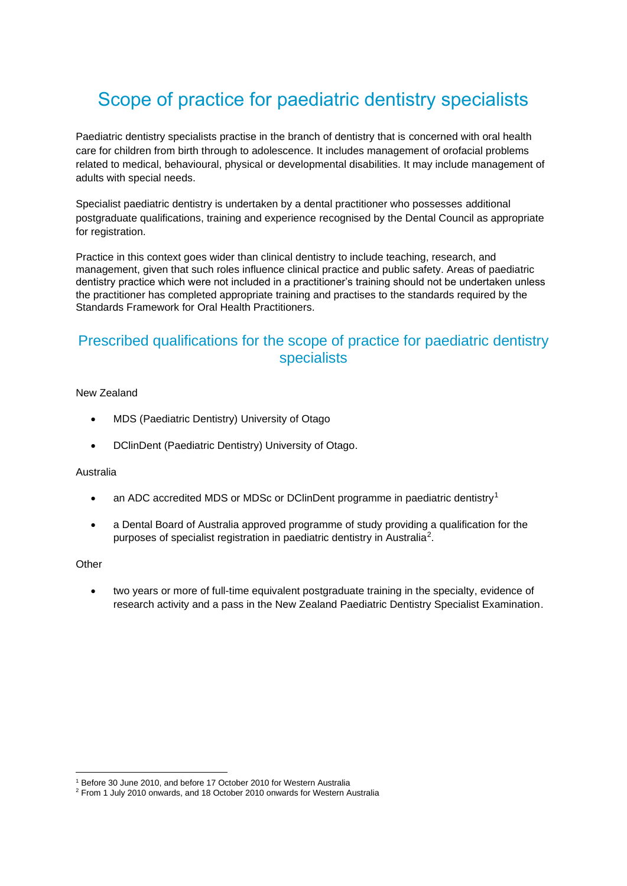# Scope of practice for paediatric dentistry specialists

Paediatric dentistry specialists practise in the branch of dentistry that is concerned with oral health care for children from birth through to adolescence. It includes management of orofacial problems related to medical, behavioural, physical or developmental disabilities. It may include management of adults with special needs.

Specialist paediatric dentistry is undertaken by a dental practitioner who possesses additional postgraduate qualifications, training and experience recognised by the Dental Council as appropriate for registration.

Practice in this context goes wider than clinical dentistry to include teaching, research, and management, given that such roles influence clinical practice and public safety. Areas of paediatric dentistry practice which were not included in a practitioner's training should not be undertaken unless the practitioner has completed appropriate training and practises to the standards required by the Standards Framework for Oral Health Practitioners.

## Prescribed qualifications for the scope of practice for paediatric dentistry specialists

New Zealand

- MDS (Paediatric Dentistry) University of Otago
- DClinDent (Paediatric Dentistry) University of Otago.

Australia

- an ADC accredited MDS or MDSc or DClinDent programme in paediatric dentistry[1]
- a Dental Board of Australia approved programme of study providing a qualification for the purposes of specialist registration in paediatric dentistry in Australia[2].

Other

- two years or more of full-time equivalent postgraduate training in the specialty, evidence of research activity and a pass in the New Zealand Paediatric Dentistry Specialist Examination.

---

[1] Before 30 June 2010, and before 17 October 2010 for Western Australia

[2] From 1 July 2010 onwards, and 18 October 2010 onwards for Western Australia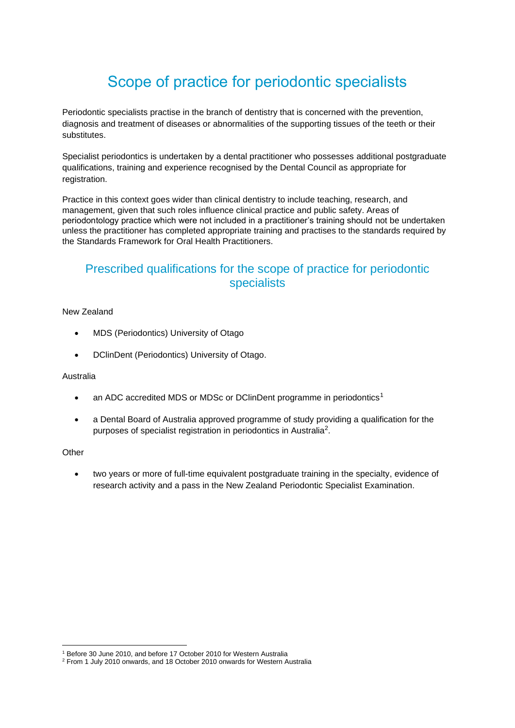# Scope of practice for periodontic specialists

Periodontic specialists practise in the branch of dentistry that is concerned with the prevention, diagnosis and treatment of diseases or abnormalities of the supporting tissues of the teeth or their substitutes.

Specialist periodontics is undertaken by a dental practitioner who possesses additional postgraduate qualifications, training and experience recognised by the Dental Council as appropriate for registration.

Practice in this context goes wider than clinical dentistry to include teaching, research, and management, given that such roles influence clinical practice and public safety. Areas of periodontology practice which were not included in a practitioner's training should not be undertaken unless the practitioner has completed appropriate training and practises to the standards required by the Standards Framework for Oral Health Practitioners.

## Prescribed qualifications for the scope of practice for periodontic specialists

New Zealand

- MDS (Periodontics) University of Otago
- DClinDent (Periodontics) University of Otago.

Australia

- an ADC accredited MDS or MDSc or DClinDent programme in periodontics[1]
- a Dental Board of Australia approved programme of study providing a qualification for the purposes of specialist registration in periodontics in Australia[2].

Other

- two years or more of full-time equivalent postgraduate training in the specialty, evidence of research activity and a pass in the New Zealand Periodontic Specialist Examination.

[1] Before 30 June 2010, and before 17 October 2010 for Western Australia

[2] From 1 July 2010 onwards, and 18 October 2010 onwards for Western Australia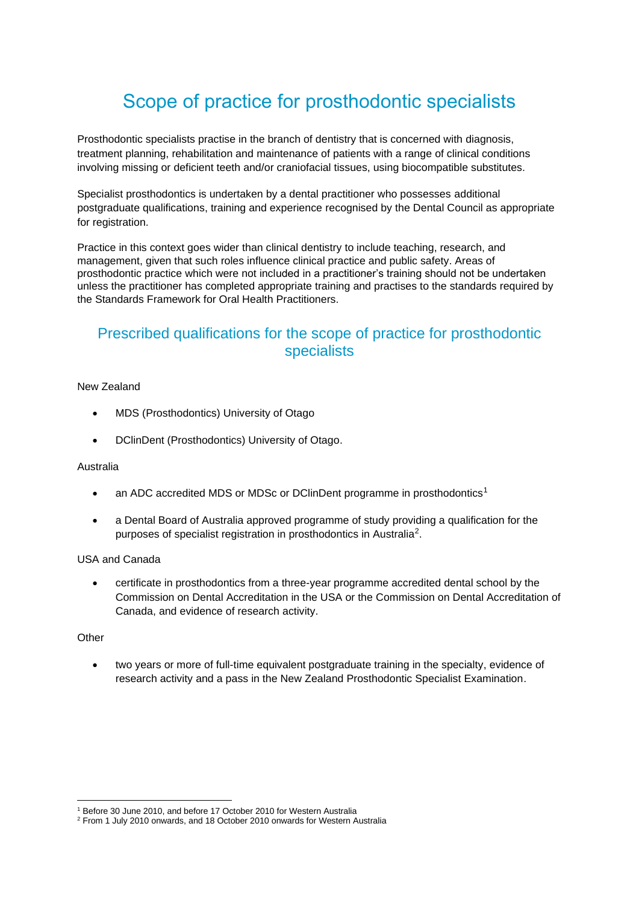# Scope of practice for prosthodontic specialists

Prosthodontic specialists practise in the branch of dentistry that is concerned with diagnosis, treatment planning, rehabilitation and maintenance of patients with a range of clinical conditions involving missing or deficient teeth and/or craniofacial tissues, using biocompatible substitutes.

Specialist prosthodontics is undertaken by a dental practitioner who possesses additional postgraduate qualifications, training and experience recognised by the Dental Council as appropriate for registration.

Practice in this context goes wider than clinical dentistry to include teaching, research, and management, given that such roles influence clinical practice and public safety. Areas of prosthodontic practice which were not included in a practitioner's training should not be undertaken unless the practitioner has completed appropriate training and practises to the standards required by the Standards Framework for Oral Health Practitioners.

## Prescribed qualifications for the scope of practice for prosthodontic specialists

New Zealand

- MDS (Prosthodontics) University of Otago
- DClinDent (Prosthodontics) University of Otago.

Australia

- an ADC accredited MDS or MDSc or DClinDent programme in prosthodontics[1]
- a Dental Board of Australia approved programme of study providing a qualification for the purposes of specialist registration in prosthodontics in Australia[2].

USA and Canada

- certificate in prosthodontics from a three-year programme accredited dental school by the Commission on Dental Accreditation in the USA or the Commission on Dental Accreditation of Canada, and evidence of research activity.

Other

- two years or more of full-time equivalent postgraduate training in the specialty, evidence of research activity and a pass in the New Zealand Prosthodontic Specialist Examination.

[1] Before 30 June 2010, and before 17 October 2010 for Western Australia

[2] From 1 July 2010 onwards, and 18 October 2010 onwards for Western Australia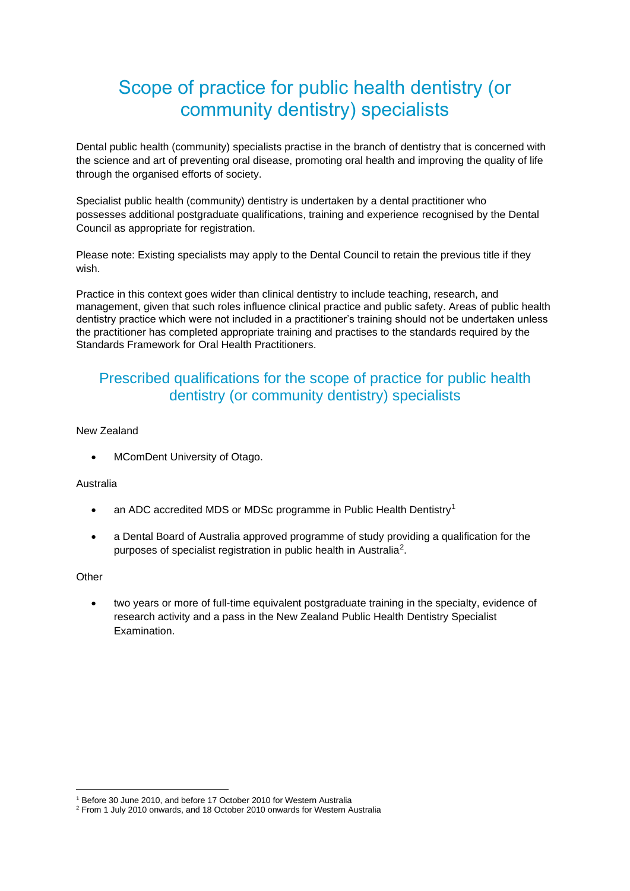# Scope of practice for public health dentistry (or community dentistry) specialists

Dental public health (community) specialists practise in the branch of dentistry that is concerned with the science and art of preventing oral disease, promoting oral health and improving the quality of life through the organised efforts of society.

Specialist public health (community) dentistry is undertaken by a dental practitioner who possesses additional postgraduate qualifications, training and experience recognised by the Dental Council as appropriate for registration.

Please note: Existing specialists may apply to the Dental Council to retain the previous title if they wish.

Practice in this context goes wider than clinical dentistry to include teaching, research, and management, given that such roles influence clinical practice and public safety. Areas of public health dentistry practice which were not included in a practitioner's training should not be undertaken unless the practitioner has completed appropriate training and practises to the standards required by the Standards Framework for Oral Health Practitioners.

## Prescribed qualifications for the scope of practice for public health dentistry (or community dentistry) specialists

New Zealand

- MComDent University of Otago.

Australia

- an ADC accredited MDS or MDSc programme in Public Health Dentistry[1]
- a Dental Board of Australia approved programme of study providing a qualification for the purposes of specialist registration in public health in Australia[2].

Other

- two years or more of full-time equivalent postgraduate training in the specialty, evidence of research activity and a pass in the New Zealand Public Health Dentistry Specialist Examination.

[1] Before 30 June 2010, and before 17 October 2010 for Western Australia

[2] From 1 July 2010 onwards, and 18 October 2010 onwards for Western Australia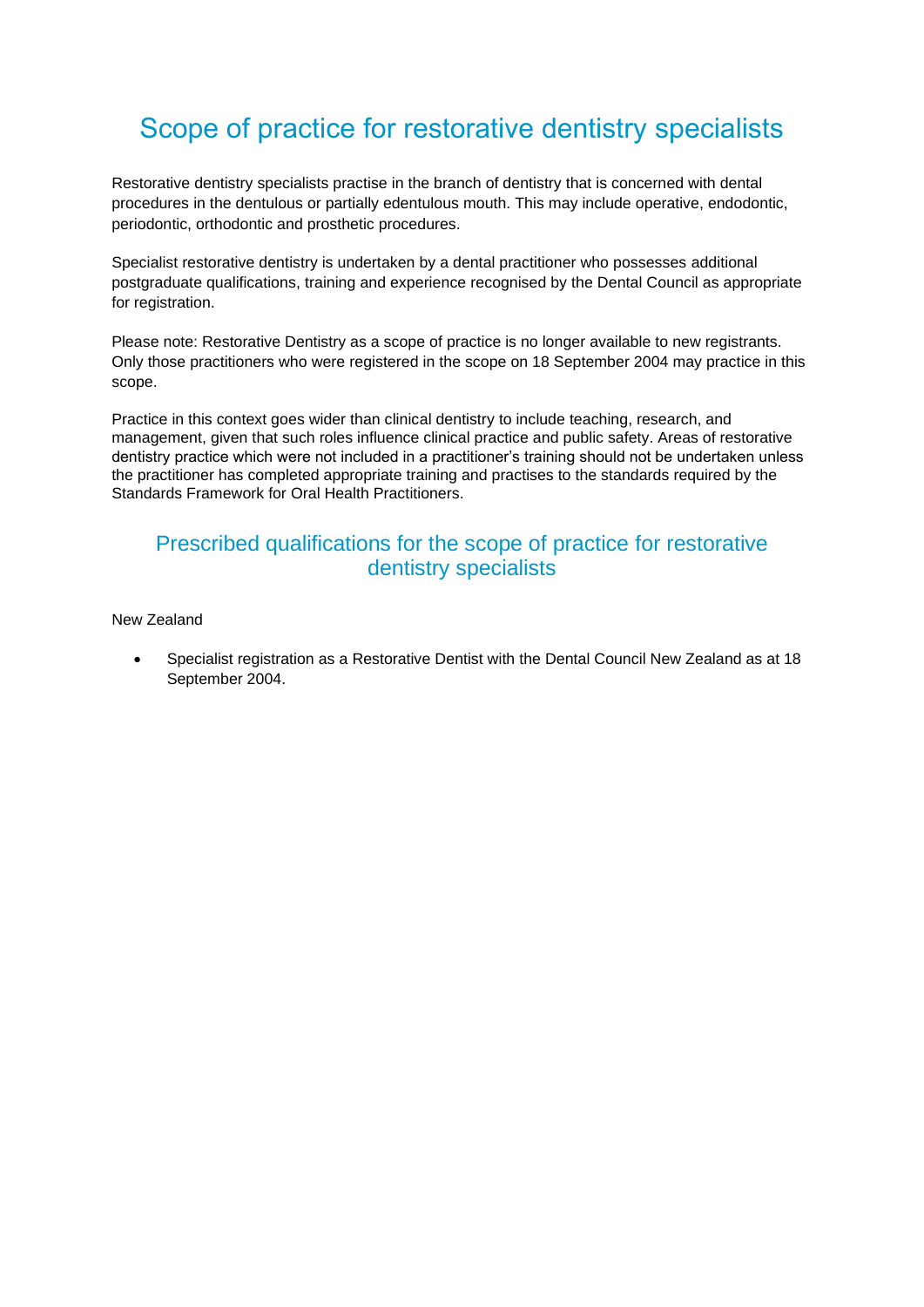# Scope of practice for restorative dentistry specialists

Restorative dentistry specialists practise in the branch of dentistry that is concerned with dental procedures in the dentulous or partially edentulous mouth. This may include operative, endodontic, periodontic, orthodontic and prosthetic procedures.

Specialist restorative dentistry is undertaken by a dental practitioner who possesses additional postgraduate qualifications, training and experience recognised by the Dental Council as appropriate for registration.

Please note: Restorative Dentistry as a scope of practice is no longer available to new registrants. Only those practitioners who were registered in the scope on 18 September 2004 may practice in this scope.

Practice in this context goes wider than clinical dentistry to include teaching, research, and management, given that such roles influence clinical practice and public safety. Areas of restorative dentistry practice which were not included in a practitioner's training should not be undertaken unless the practitioner has completed appropriate training and practises to the standards required by the Standards Framework for Oral Health Practitioners.

## Prescribed qualifications for the scope of practice for restorative dentistry specialists

New Zealand

- Specialist registration as a Restorative Dentist with the Dental Council New Zealand as at 18 September 2004.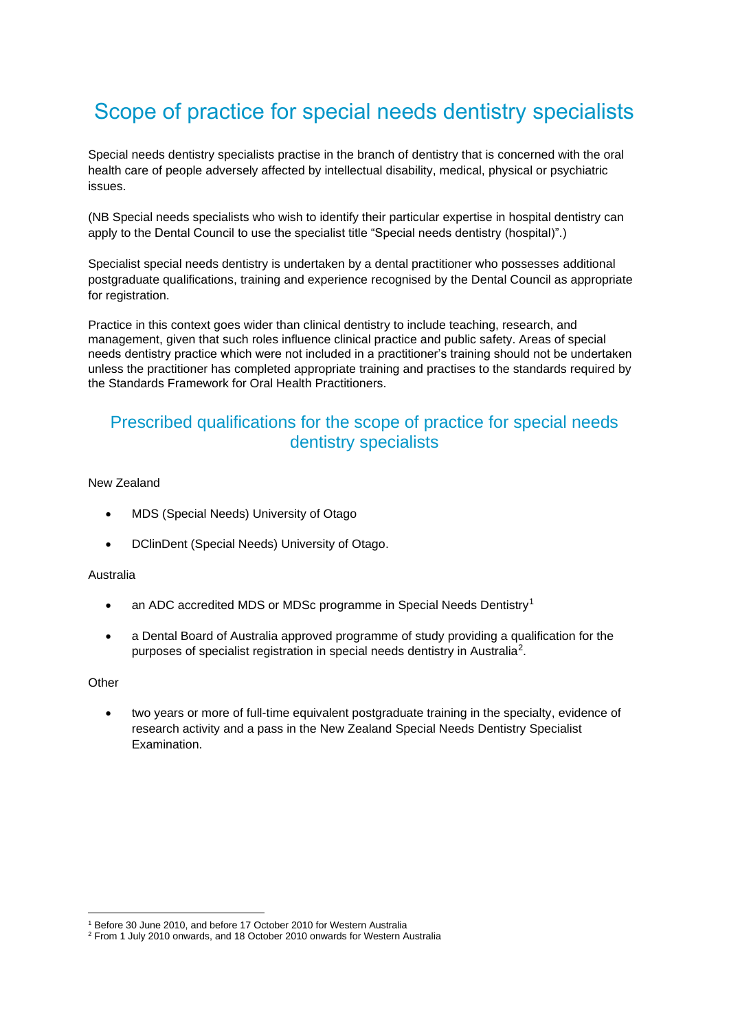# Scope of practice for special needs dentistry specialists

Special needs dentistry specialists practise in the branch of dentistry that is concerned with the oral health care of people adversely affected by intellectual disability, medical, physical or psychiatric issues.

(NB Special needs specialists who wish to identify their particular expertise in hospital dentistry can apply to the Dental Council to use the specialist title "Special needs dentistry (hospital)".)

Specialist special needs dentistry is undertaken by a dental practitioner who possesses additional postgraduate qualifications, training and experience recognised by the Dental Council as appropriate for registration.

Practice in this context goes wider than clinical dentistry to include teaching, research, and management, given that such roles influence clinical practice and public safety. Areas of special needs dentistry practice which were not included in a practitioner's training should not be undertaken unless the practitioner has completed appropriate training and practises to the standards required by the Standards Framework for Oral Health Practitioners.

## Prescribed qualifications for the scope of practice for special needs dentistry specialists

New Zealand

- MDS (Special Needs) University of Otago
- DClinDent (Special Needs) University of Otago.

Australia

- an ADC accredited MDS or MDSc programme in Special Needs Dentistry[1]
- a Dental Board of Australia approved programme of study providing a qualification for the purposes of specialist registration in special needs dentistry in Australia[2].

Other

- two years or more of full-time equivalent postgraduate training in the specialty, evidence of research activity and a pass in the New Zealand Special Needs Dentistry Specialist Examination.

---

[1] Before 30 June 2010, and before 17 October 2010 for Western Australia

[2] From 1 July 2010 onwards, and 18 October 2010 onwards for Western Australia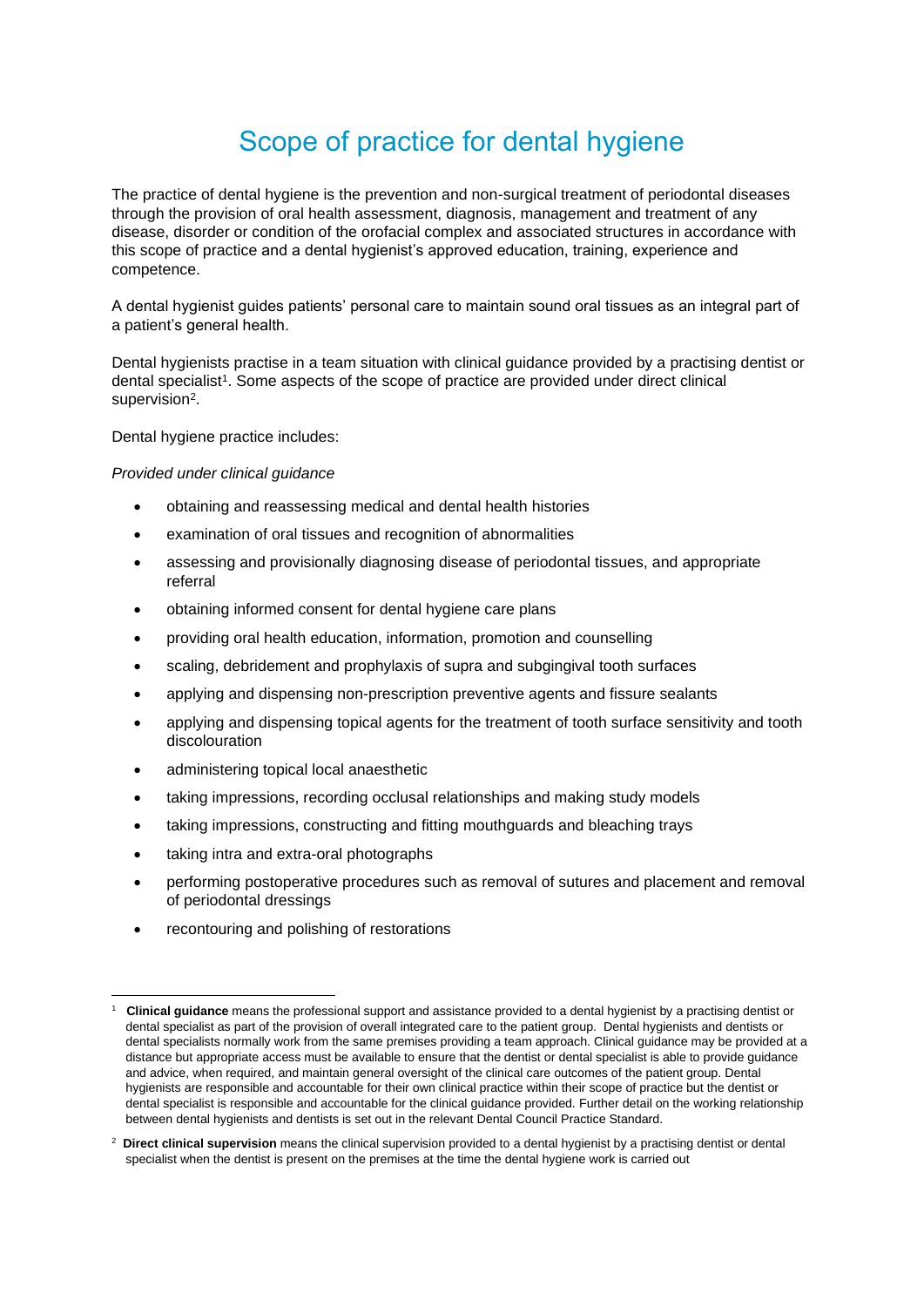# Scope of practice for dental hygiene

The practice of dental hygiene is the prevention and non-surgical treatment of periodontal diseases through the provision of oral health assessment, diagnosis, management and treatment of any disease, disorder or condition of the orofacial complex and associated structures in accordance with this scope of practice and a dental hygienist's approved education, training, experience and competence.

A dental hygienist guides patients' personal care to maintain sound oral tissues as an integral part of a patient's general health.

Dental hygienists practise in a team situation with clinical guidance provided by a practising dentist or dental specialist[1]. Some aspects of the scope of practice are provided under direct clinical supervision[2].

Dental hygiene practice includes:

*Provided under clinical guidance*

- obtaining and reassessing medical and dental health histories
- examination of oral tissues and recognition of abnormalities
- assessing and provisionally diagnosing disease of periodontal tissues, and appropriate referral
- obtaining informed consent for dental hygiene care plans
- providing oral health education, information, promotion and counselling
- scaling, debridement and prophylaxis of supra and subgingival tooth surfaces
- applying and dispensing non-prescription preventive agents and fissure sealants
- applying and dispensing topical agents for the treatment of tooth surface sensitivity and tooth discolouration
- administering topical local anaesthetic
- taking impressions, recording occlusal relationships and making study models
- taking impressions, constructing and fitting mouthguards and bleaching trays
- taking intra and extra-oral photographs
- performing postoperative procedures such as removal of sutures and placement and removal of periodontal dressings
- recontouring and polishing of restorations

---

[1] **Clinical guidance** means the professional support and assistance provided to a dental hygienist by a practising dentist or dental specialist as part of the provision of overall integrated care to the patient group. Dental hygienists and dentists or dental specialists normally work from the same premises providing a team approach. Clinical guidance may be provided at a distance but appropriate access must be available to ensure that the dentist or dental specialist is able to provide guidance and advice, when required, and maintain general oversight of the clinical care outcomes of the patient group. Dental hygienists are responsible and accountable for their own clinical practice within their scope of practice but the dentist or dental specialist is responsible and accountable for the clinical guidance provided. Further detail on the working relationship between dental hygienists and dentists is set out in the relevant Dental Council Practice Standard.

[2] **Direct clinical supervision** means the clinical supervision provided to a dental hygienist by a practising dentist or dental specialist when the dentist is present on the premises at the time the dental hygiene work is carried out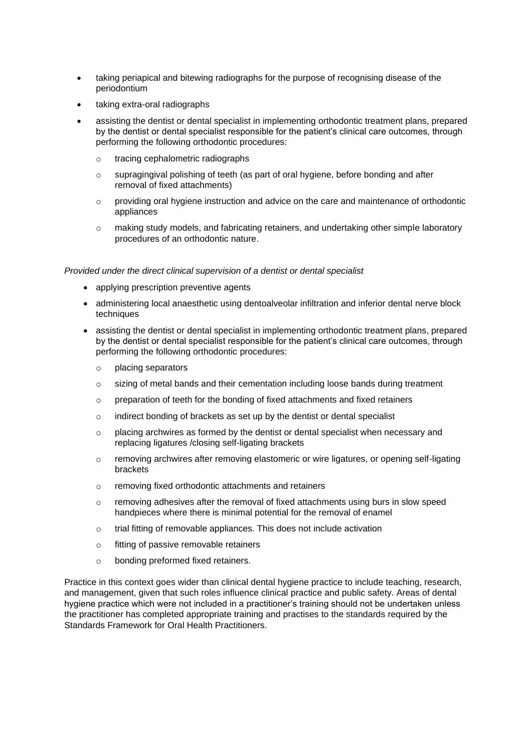- taking periapical and bitewing radiographs for the purpose of recognising disease of the periodontium
- taking extra-oral radiographs
- assisting the dentist or dental specialist in implementing orthodontic treatment plans, prepared by the dentist or dental specialist responsible for the patient's clinical care outcomes, through performing the following orthodontic procedures:
  - tracing cephalometric radiographs
  - supragingival polishing of teeth (as part of oral hygiene, before bonding and after removal of fixed attachments)
  - providing oral hygiene instruction and advice on the care and maintenance of orthodontic appliances
  - making study models, and fabricating retainers, and undertaking other simple laboratory procedures of an orthodontic nature.

*Provided under the direct clinical supervision of a dentist or dental specialist*

- applying prescription preventive agents
- administering local anaesthetic using dentoalveolar infiltration and inferior dental nerve block techniques
- assisting the dentist or dental specialist in implementing orthodontic treatment plans, prepared by the dentist or dental specialist responsible for the patient's clinical care outcomes, through performing the following orthodontic procedures:
  - placing separators
  - sizing of metal bands and their cementation including loose bands during treatment
  - preparation of teeth for the bonding of fixed attachments and fixed retainers
  - indirect bonding of brackets as set up by the dentist or dental specialist
  - placing archwires as formed by the dentist or dental specialist when necessary and replacing ligatures /closing self-ligating brackets
  - removing archwires after removing elastomeric or wire ligatures, or opening self-ligating brackets
  - removing fixed orthodontic attachments and retainers
  - removing adhesives after the removal of fixed attachments using burs in slow speed handpieces where there is minimal potential for the removal of enamel
  - trial fitting of removable appliances. This does not include activation
  - fitting of passive removable retainers
  - bonding preformed fixed retainers.

Practice in this context goes wider than clinical dental hygiene practice to include teaching, research, and management, given that such roles influence clinical practice and public safety. Areas of dental hygiene practice which were not included in a practitioner's training should not be undertaken unless the practitioner has completed appropriate training and practises to the standards required by the Standards Framework for Oral Health Practitioners.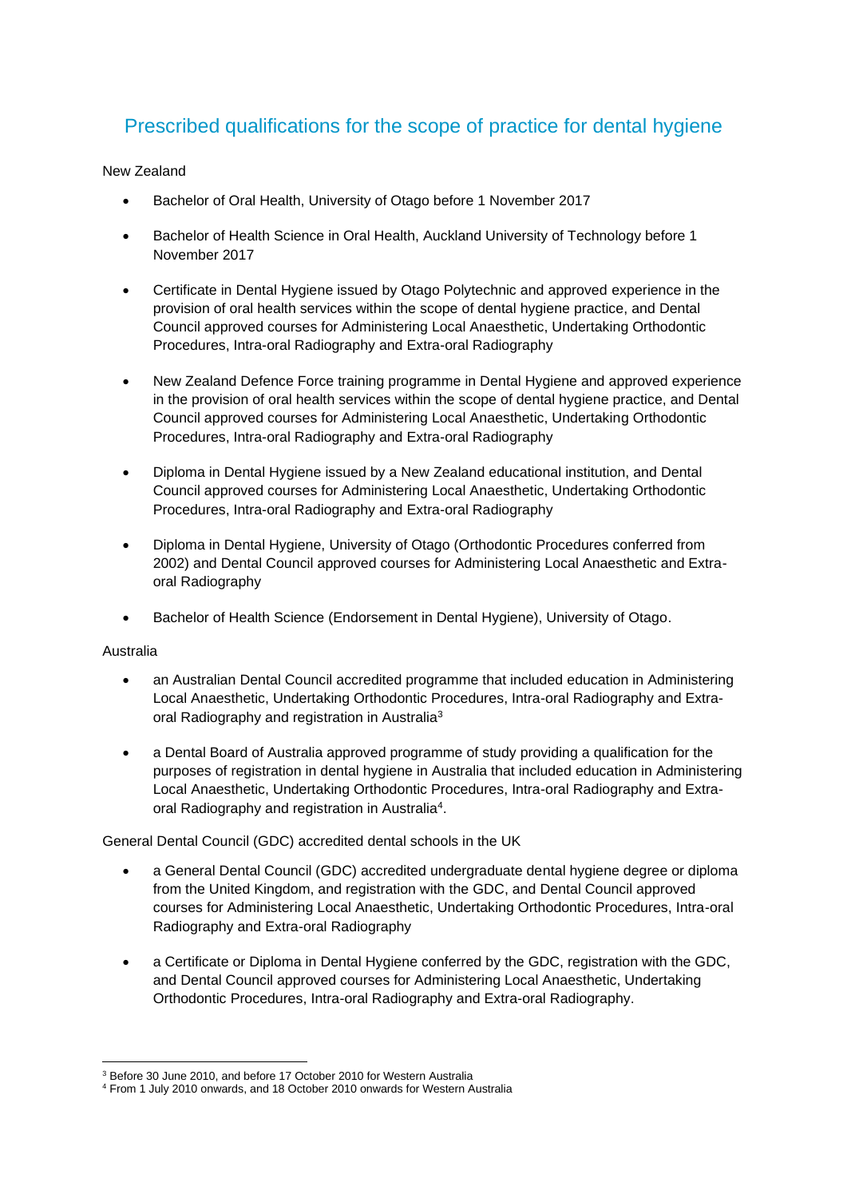## Prescribed qualifications for the scope of practice for dental hygiene

New Zealand

- Bachelor of Oral Health, University of Otago before 1 November 2017
- Bachelor of Health Science in Oral Health, Auckland University of Technology before 1 November 2017
- Certificate in Dental Hygiene issued by Otago Polytechnic and approved experience in the provision of oral health services within the scope of dental hygiene practice, and Dental Council approved courses for Administering Local Anaesthetic, Undertaking Orthodontic Procedures, Intra-oral Radiography and Extra-oral Radiography
- New Zealand Defence Force training programme in Dental Hygiene and approved experience in the provision of oral health services within the scope of dental hygiene practice, and Dental Council approved courses for Administering Local Anaesthetic, Undertaking Orthodontic Procedures, Intra-oral Radiography and Extra-oral Radiography
- Diploma in Dental Hygiene issued by a New Zealand educational institution, and Dental Council approved courses for Administering Local Anaesthetic, Undertaking Orthodontic Procedures, Intra-oral Radiography and Extra-oral Radiography
- Diploma in Dental Hygiene, University of Otago (Orthodontic Procedures conferred from 2002) and Dental Council approved courses for Administering Local Anaesthetic and Extra-oral Radiography
- Bachelor of Health Science (Endorsement in Dental Hygiene), University of Otago.

Australia

- an Australian Dental Council accredited programme that included education in Administering Local Anaesthetic, Undertaking Orthodontic Procedures, Intra-oral Radiography and Extra-oral Radiography and registration in Australia[3]
- a Dental Board of Australia approved programme of study providing a qualification for the purposes of registration in dental hygiene in Australia that included education in Administering Local Anaesthetic, Undertaking Orthodontic Procedures, Intra-oral Radiography and Extra-oral Radiography and registration in Australia[4].

General Dental Council (GDC) accredited dental schools in the UK

- a General Dental Council (GDC) accredited undergraduate dental hygiene degree or diploma from the United Kingdom, and registration with the GDC, and Dental Council approved courses for Administering Local Anaesthetic, Undertaking Orthodontic Procedures, Intra-oral Radiography and Extra-oral Radiography
- a Certificate or Diploma in Dental Hygiene conferred by the GDC, registration with the GDC, and Dental Council approved courses for Administering Local Anaesthetic, Undertaking Orthodontic Procedures, Intra-oral Radiography and Extra-oral Radiography.

---

[3] Before 30 June 2010, and before 17 October 2010 for Western Australia

[4] From 1 July 2010 onwards, and 18 October 2010 onwards for Western Australia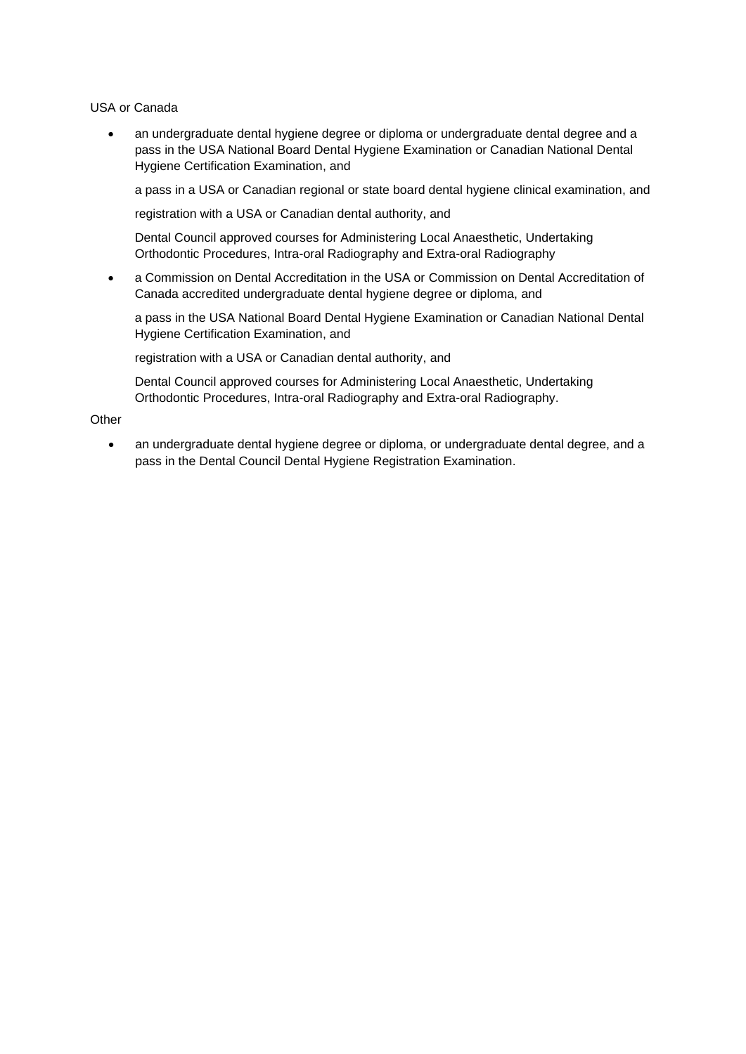USA or Canada

- an undergraduate dental hygiene degree or diploma or undergraduate dental degree and a pass in the USA National Board Dental Hygiene Examination or Canadian National Dental Hygiene Certification Examination, and

  a pass in a USA or Canadian regional or state board dental hygiene clinical examination, and

  registration with a USA or Canadian dental authority, and

  Dental Council approved courses for Administering Local Anaesthetic, Undertaking Orthodontic Procedures, Intra-oral Radiography and Extra-oral Radiography

- a Commission on Dental Accreditation in the USA or Commission on Dental Accreditation of Canada accredited undergraduate dental hygiene degree or diploma, and

  a pass in the USA National Board Dental Hygiene Examination or Canadian National Dental Hygiene Certification Examination, and

  registration with a USA or Canadian dental authority, and

  Dental Council approved courses for Administering Local Anaesthetic, Undertaking Orthodontic Procedures, Intra-oral Radiography and Extra-oral Radiography.

Other

- an undergraduate dental hygiene degree or diploma, or undergraduate dental degree, and a pass in the Dental Council Dental Hygiene Registration Examination.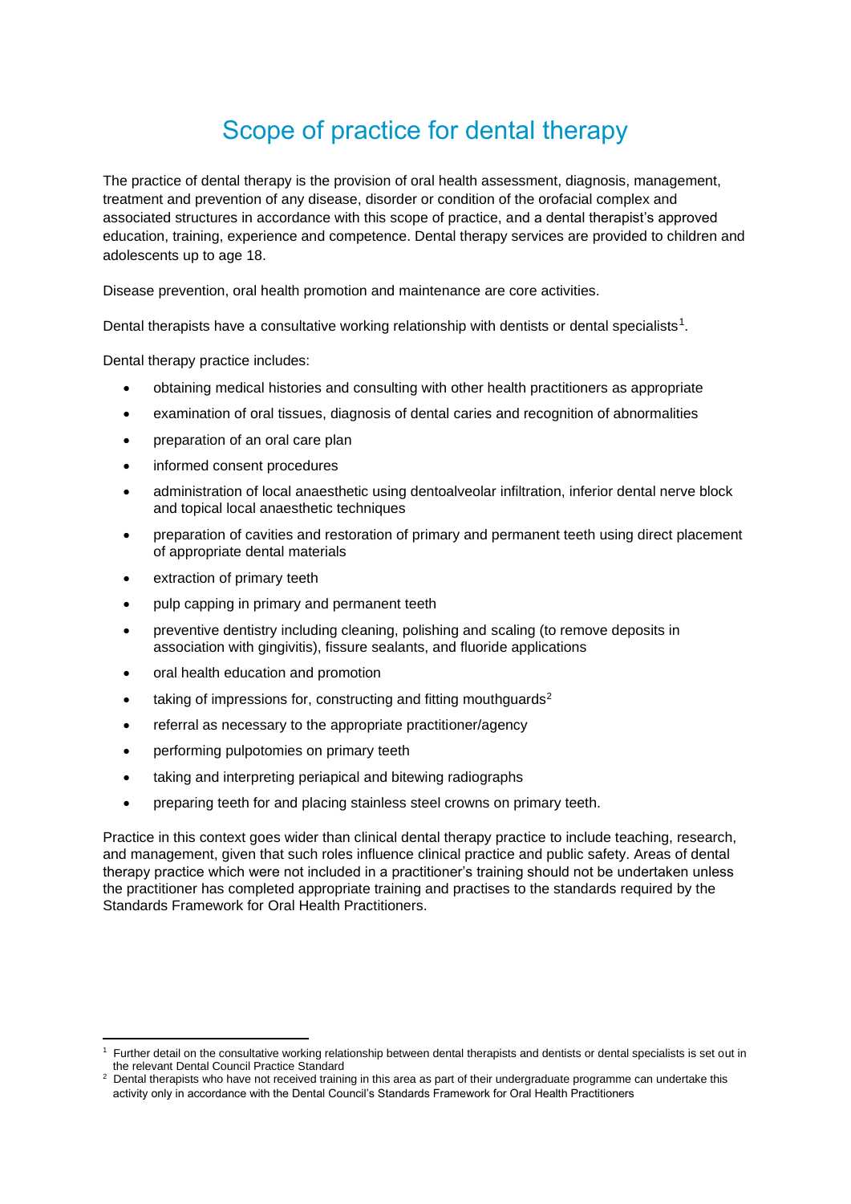# Scope of practice for dental therapy

The practice of dental therapy is the provision of oral health assessment, diagnosis, management, treatment and prevention of any disease, disorder or condition of the orofacial complex and associated structures in accordance with this scope of practice, and a dental therapist's approved education, training, experience and competence. Dental therapy services are provided to children and adolescents up to age 18.

Disease prevention, oral health promotion and maintenance are core activities.

Dental therapists have a consultative working relationship with dentists or dental specialists[1].

Dental therapy practice includes:

- obtaining medical histories and consulting with other health practitioners as appropriate
- examination of oral tissues, diagnosis of dental caries and recognition of abnormalities
- preparation of an oral care plan
- informed consent procedures
- administration of local anaesthetic using dentoalveolar infiltration, inferior dental nerve block and topical local anaesthetic techniques
- preparation of cavities and restoration of primary and permanent teeth using direct placement of appropriate dental materials
- extraction of primary teeth
- pulp capping in primary and permanent teeth
- preventive dentistry including cleaning, polishing and scaling (to remove deposits in association with gingivitis), fissure sealants, and fluoride applications
- oral health education and promotion
- taking of impressions for, constructing and fitting mouthguards[2]
- referral as necessary to the appropriate practitioner/agency
- performing pulpotomies on primary teeth
- taking and interpreting periapical and bitewing radiographs
- preparing teeth for and placing stainless steel crowns on primary teeth.

Practice in this context goes wider than clinical dental therapy practice to include teaching, research, and management, given that such roles influence clinical practice and public safety. Areas of dental therapy practice which were not included in a practitioner's training should not be undertaken unless the practitioner has completed appropriate training and practises to the standards required by the Standards Framework for Oral Health Practitioners.

---

[1] Further detail on the consultative working relationship between dental therapists and dentists or dental specialists is set out in the relevant Dental Council Practice Standard

[2] Dental therapists who have not received training in this area as part of their undergraduate programme can undertake this activity only in accordance with the Dental Council's Standards Framework for Oral Health Practitioners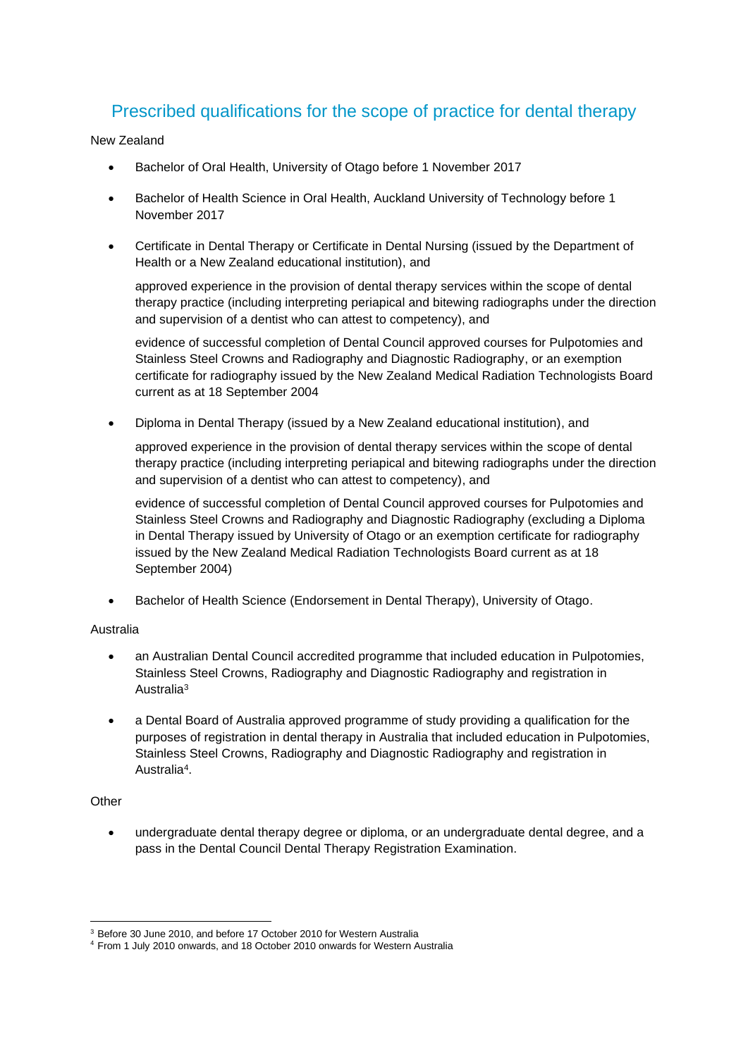## Prescribed qualifications for the scope of practice for dental therapy

New Zealand

- Bachelor of Oral Health, University of Otago before 1 November 2017
- Bachelor of Health Science in Oral Health, Auckland University of Technology before 1 November 2017
- Certificate in Dental Therapy or Certificate in Dental Nursing (issued by the Department of Health or a New Zealand educational institution), and

  approved experience in the provision of dental therapy services within the scope of dental therapy practice (including interpreting periapical and bitewing radiographs under the direction and supervision of a dentist who can attest to competency), and

  evidence of successful completion of Dental Council approved courses for Pulpotomies and Stainless Steel Crowns and Radiography and Diagnostic Radiography, or an exemption certificate for radiography issued by the New Zealand Medical Radiation Technologists Board current as at 18 September 2004

- Diploma in Dental Therapy (issued by a New Zealand educational institution), and

  approved experience in the provision of dental therapy services within the scope of dental therapy practice (including interpreting periapical and bitewing radiographs under the direction and supervision of a dentist who can attest to competency), and

  evidence of successful completion of Dental Council approved courses for Pulpotomies and Stainless Steel Crowns and Radiography and Diagnostic Radiography (excluding a Diploma in Dental Therapy issued by University of Otago or an exemption certificate for radiography issued by the New Zealand Medical Radiation Technologists Board current as at 18 September 2004)

- Bachelor of Health Science (Endorsement in Dental Therapy), University of Otago.

Australia

- an Australian Dental Council accredited programme that included education in Pulpotomies, Stainless Steel Crowns, Radiography and Diagnostic Radiography and registration in Australia[3]
- a Dental Board of Australia approved programme of study providing a qualification for the purposes of registration in dental therapy in Australia that included education in Pulpotomies, Stainless Steel Crowns, Radiography and Diagnostic Radiography and registration in Australia[4].

Other

- undergraduate dental therapy degree or diploma, or an undergraduate dental degree, and a pass in the Dental Council Dental Therapy Registration Examination.

---

[3] Before 30 June 2010, and before 17 October 2010 for Western Australia

[4] From 1 July 2010 onwards, and 18 October 2010 onwards for Western Australia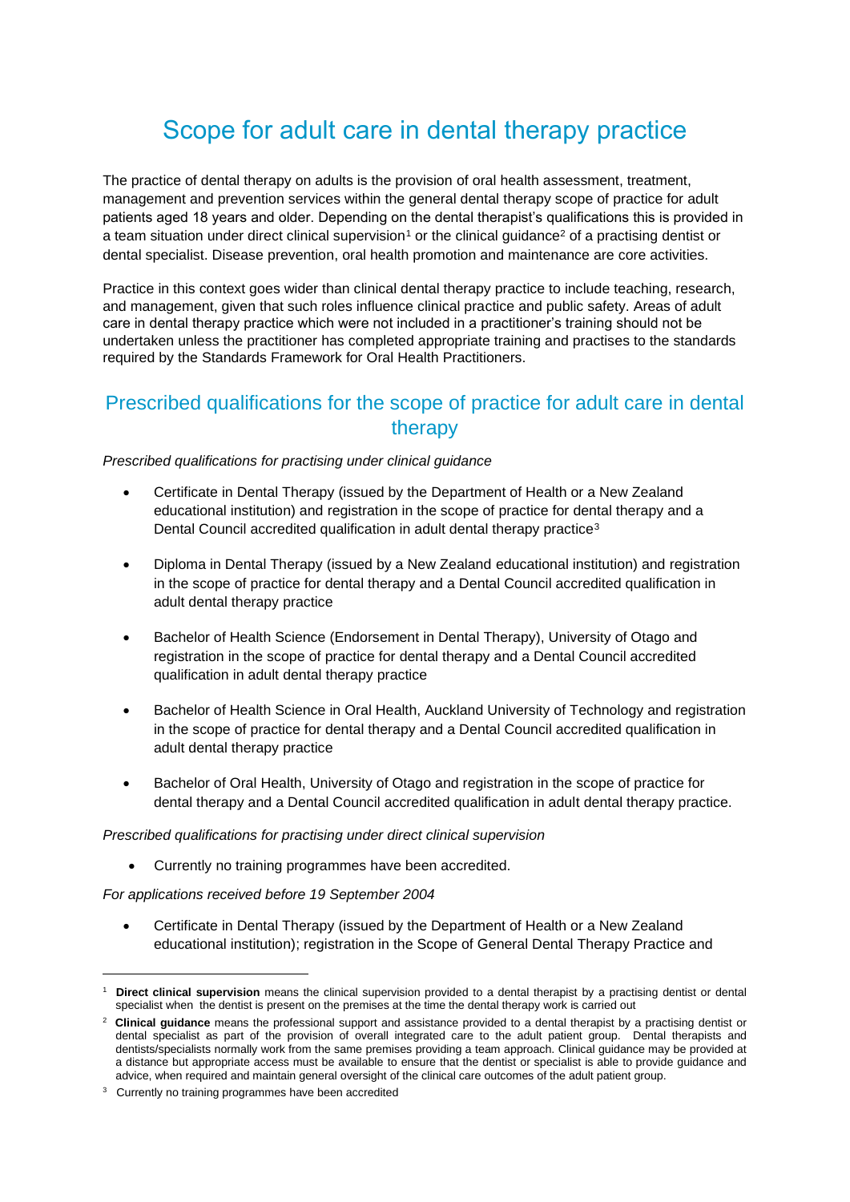# Scope for adult care in dental therapy practice

The practice of dental therapy on adults is the provision of oral health assessment, treatment, management and prevention services within the general dental therapy scope of practice for adult patients aged 18 years and older. Depending on the dental therapist's qualifications this is provided in a team situation under direct clinical supervision[1] or the clinical guidance[2] of a practising dentist or dental specialist. Disease prevention, oral health promotion and maintenance are core activities.

Practice in this context goes wider than clinical dental therapy practice to include teaching, research, and management, given that such roles influence clinical practice and public safety. Areas of adult care in dental therapy practice which were not included in a practitioner's training should not be undertaken unless the practitioner has completed appropriate training and practises to the standards required by the Standards Framework for Oral Health Practitioners.

## Prescribed qualifications for the scope of practice for adult care in dental therapy

*Prescribed qualifications for practising under clinical guidance*

- Certificate in Dental Therapy (issued by the Department of Health or a New Zealand educational institution) and registration in the scope of practice for dental therapy and a Dental Council accredited qualification in adult dental therapy practice[3]
- Diploma in Dental Therapy (issued by a New Zealand educational institution) and registration in the scope of practice for dental therapy and a Dental Council accredited qualification in adult dental therapy practice
- Bachelor of Health Science (Endorsement in Dental Therapy), University of Otago and registration in the scope of practice for dental therapy and a Dental Council accredited qualification in adult dental therapy practice
- Bachelor of Health Science in Oral Health, Auckland University of Technology and registration in the scope of practice for dental therapy and a Dental Council accredited qualification in adult dental therapy practice
- Bachelor of Oral Health, University of Otago and registration in the scope of practice for dental therapy and a Dental Council accredited qualification in adult dental therapy practice.

*Prescribed qualifications for practising under direct clinical supervision*

- Currently no training programmes have been accredited.

*For applications received before 19 September 2004*

- Certificate in Dental Therapy (issued by the Department of Health or a New Zealand educational institution); registration in the Scope of General Dental Therapy Practice and

---

[1] **Direct clinical supervision** means the clinical supervision provided to a dental therapist by a practising dentist or dental specialist when the dentist is present on the premises at the time the dental therapy work is carried out

[2] **Clinical guidance** means the professional support and assistance provided to a dental therapist by a practising dentist or dental specialist as part of the provision of overall integrated care to the adult patient group. Dental therapists and dentists/specialists normally work from the same premises providing a team approach. Clinical guidance may be provided at a distance but appropriate access must be available to ensure that the dentist or specialist is able to provide guidance and advice, when required and maintain general oversight of the clinical care outcomes of the adult patient group.

[3] Currently no training programmes have been accredited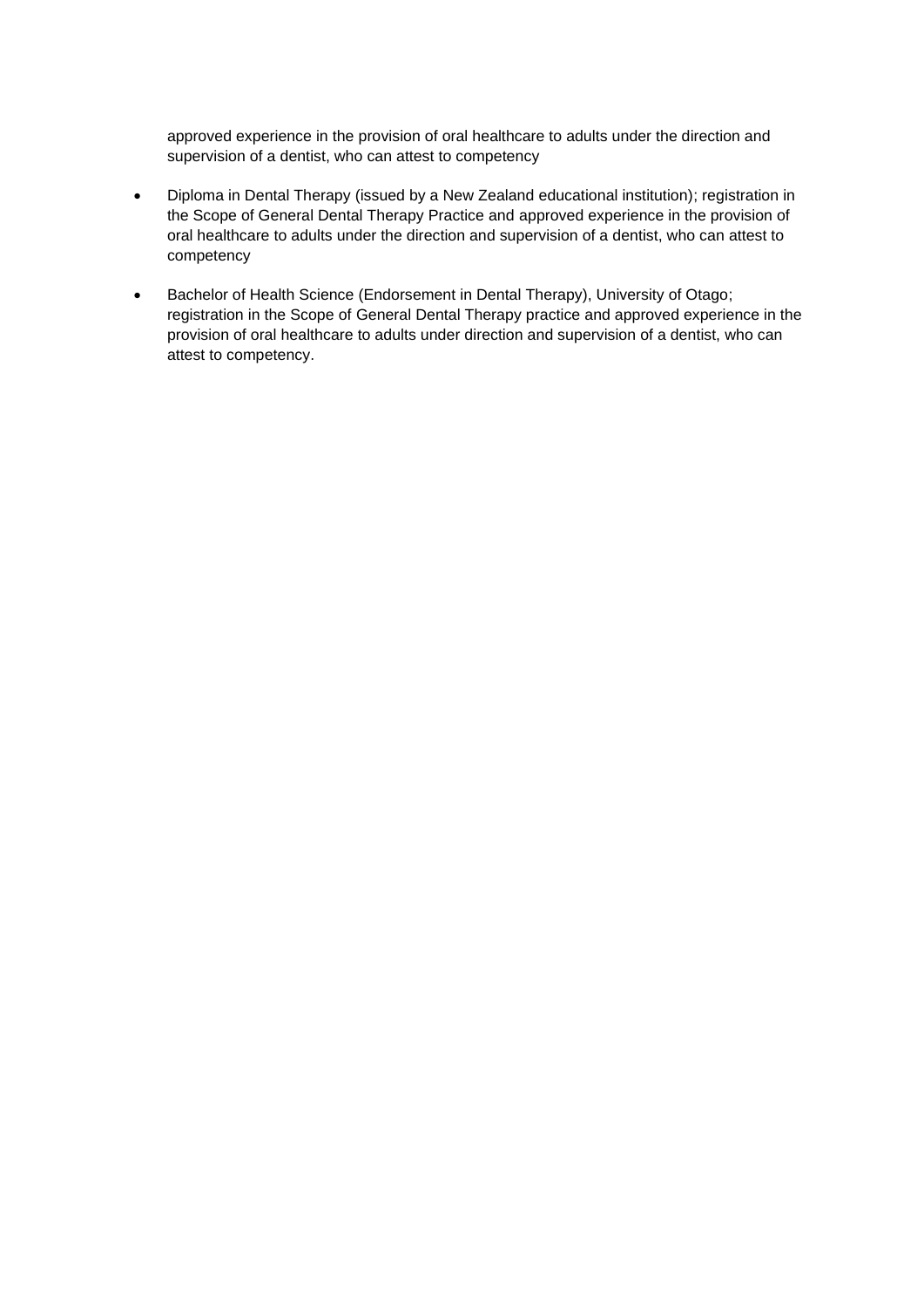approved experience in the provision of oral healthcare to adults under the direction and supervision of a dentist, who can attest to competency

- Diploma in Dental Therapy (issued by a New Zealand educational institution); registration in the Scope of General Dental Therapy Practice and approved experience in the provision of oral healthcare to adults under the direction and supervision of a dentist, who can attest to competency
- Bachelor of Health Science (Endorsement in Dental Therapy), University of Otago; registration in the Scope of General Dental Therapy practice and approved experience in the provision of oral healthcare to adults under direction and supervision of a dentist, who can attest to competency.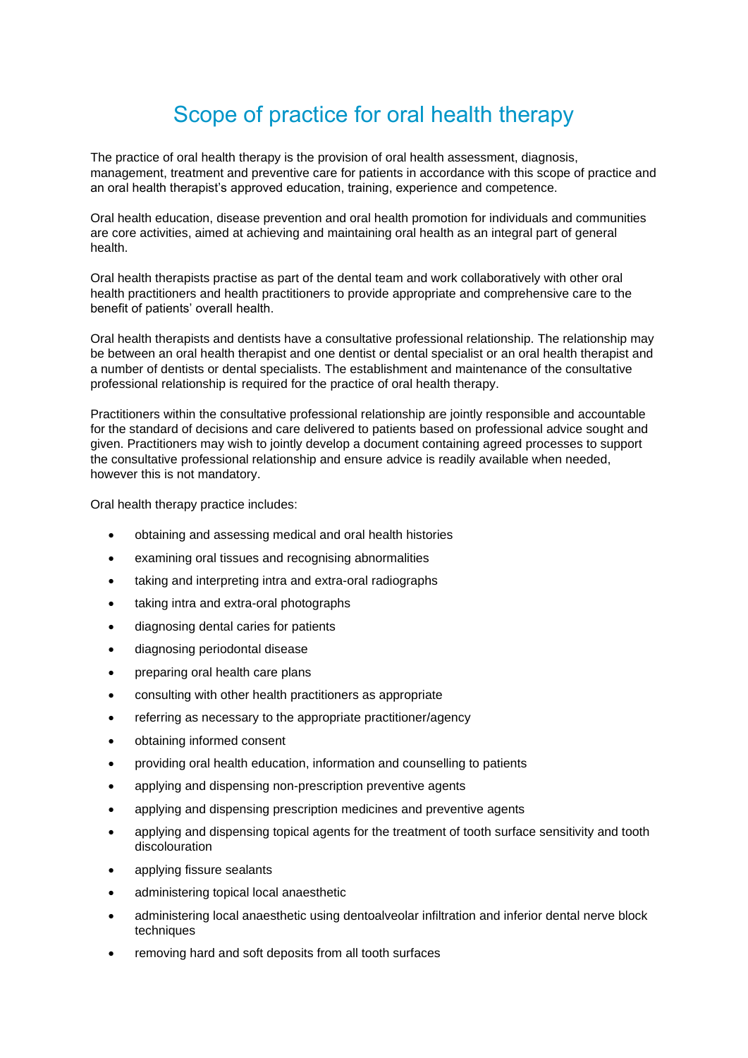# Scope of practice for oral health therapy

The practice of oral health therapy is the provision of oral health assessment, diagnosis, management, treatment and preventive care for patients in accordance with this scope of practice and an oral health therapist's approved education, training, experience and competence.

Oral health education, disease prevention and oral health promotion for individuals and communities are core activities, aimed at achieving and maintaining oral health as an integral part of general health.

Oral health therapists practise as part of the dental team and work collaboratively with other oral health practitioners and health practitioners to provide appropriate and comprehensive care to the benefit of patients' overall health.

Oral health therapists and dentists have a consultative professional relationship. The relationship may be between an oral health therapist and one dentist or dental specialist or an oral health therapist and a number of dentists or dental specialists. The establishment and maintenance of the consultative professional relationship is required for the practice of oral health therapy.

Practitioners within the consultative professional relationship are jointly responsible and accountable for the standard of decisions and care delivered to patients based on professional advice sought and given. Practitioners may wish to jointly develop a document containing agreed processes to support the consultative professional relationship and ensure advice is readily available when needed, however this is not mandatory.

Oral health therapy practice includes:

- obtaining and assessing medical and oral health histories
- examining oral tissues and recognising abnormalities
- taking and interpreting intra and extra-oral radiographs
- taking intra and extra-oral photographs
- diagnosing dental caries for patients
- diagnosing periodontal disease
- preparing oral health care plans
- consulting with other health practitioners as appropriate
- referring as necessary to the appropriate practitioner/agency
- obtaining informed consent
- providing oral health education, information and counselling to patients
- applying and dispensing non-prescription preventive agents
- applying and dispensing prescription medicines and preventive agents
- applying and dispensing topical agents for the treatment of tooth surface sensitivity and tooth discolouration
- applying fissure sealants
- administering topical local anaesthetic
- administering local anaesthetic using dentoalveolar infiltration and inferior dental nerve block techniques
- removing hard and soft deposits from all tooth surfaces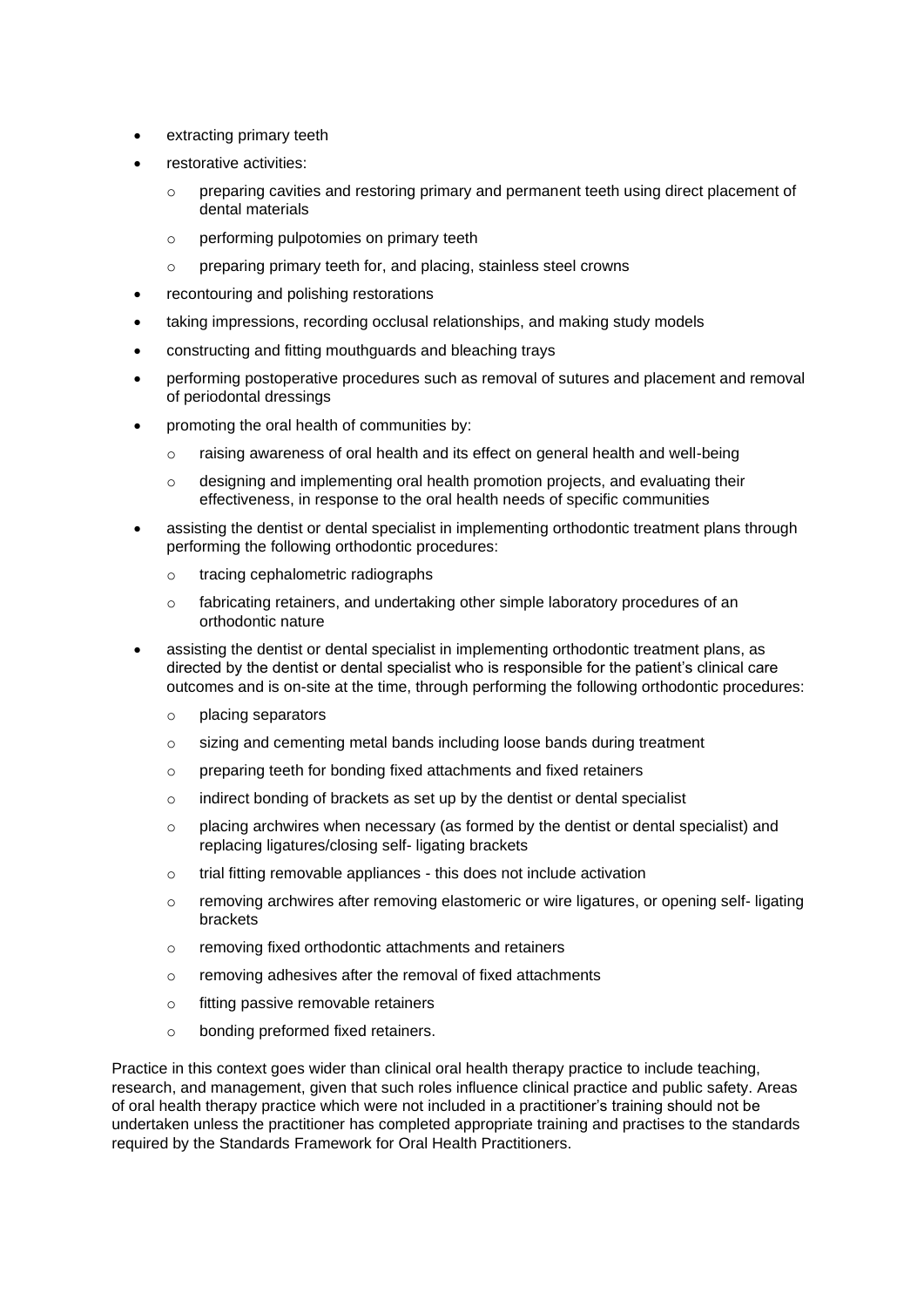- extracting primary teeth
- restorative activities:
  - preparing cavities and restoring primary and permanent teeth using direct placement of dental materials
  - performing pulpotomies on primary teeth
  - preparing primary teeth for, and placing, stainless steel crowns
- recontouring and polishing restorations
- taking impressions, recording occlusal relationships, and making study models
- constructing and fitting mouthguards and bleaching trays
- performing postoperative procedures such as removal of sutures and placement and removal of periodontal dressings
- promoting the oral health of communities by:
  - raising awareness of oral health and its effect on general health and well-being
  - designing and implementing oral health promotion projects, and evaluating their effectiveness, in response to the oral health needs of specific communities
- assisting the dentist or dental specialist in implementing orthodontic treatment plans through performing the following orthodontic procedures:
  - tracing cephalometric radiographs
  - fabricating retainers, and undertaking other simple laboratory procedures of an orthodontic nature
- assisting the dentist or dental specialist in implementing orthodontic treatment plans, as directed by the dentist or dental specialist who is responsible for the patient's clinical care outcomes and is on-site at the time, through performing the following orthodontic procedures:
  - placing separators
  - sizing and cementing metal bands including loose bands during treatment
  - preparing teeth for bonding fixed attachments and fixed retainers
  - indirect bonding of brackets as set up by the dentist or dental specialist
  - placing archwires when necessary (as formed by the dentist or dental specialist) and replacing ligatures/closing self- ligating brackets
  - trial fitting removable appliances - this does not include activation
  - removing archwires after removing elastomeric or wire ligatures, or opening self- ligating brackets
  - removing fixed orthodontic attachments and retainers
  - removing adhesives after the removal of fixed attachments
  - fitting passive removable retainers
  - bonding preformed fixed retainers.

Practice in this context goes wider than clinical oral health therapy practice to include teaching, research, and management, given that such roles influence clinical practice and public safety. Areas of oral health therapy practice which were not included in a practitioner's training should not be undertaken unless the practitioner has completed appropriate training and practises to the standards required by the Standards Framework for Oral Health Practitioners.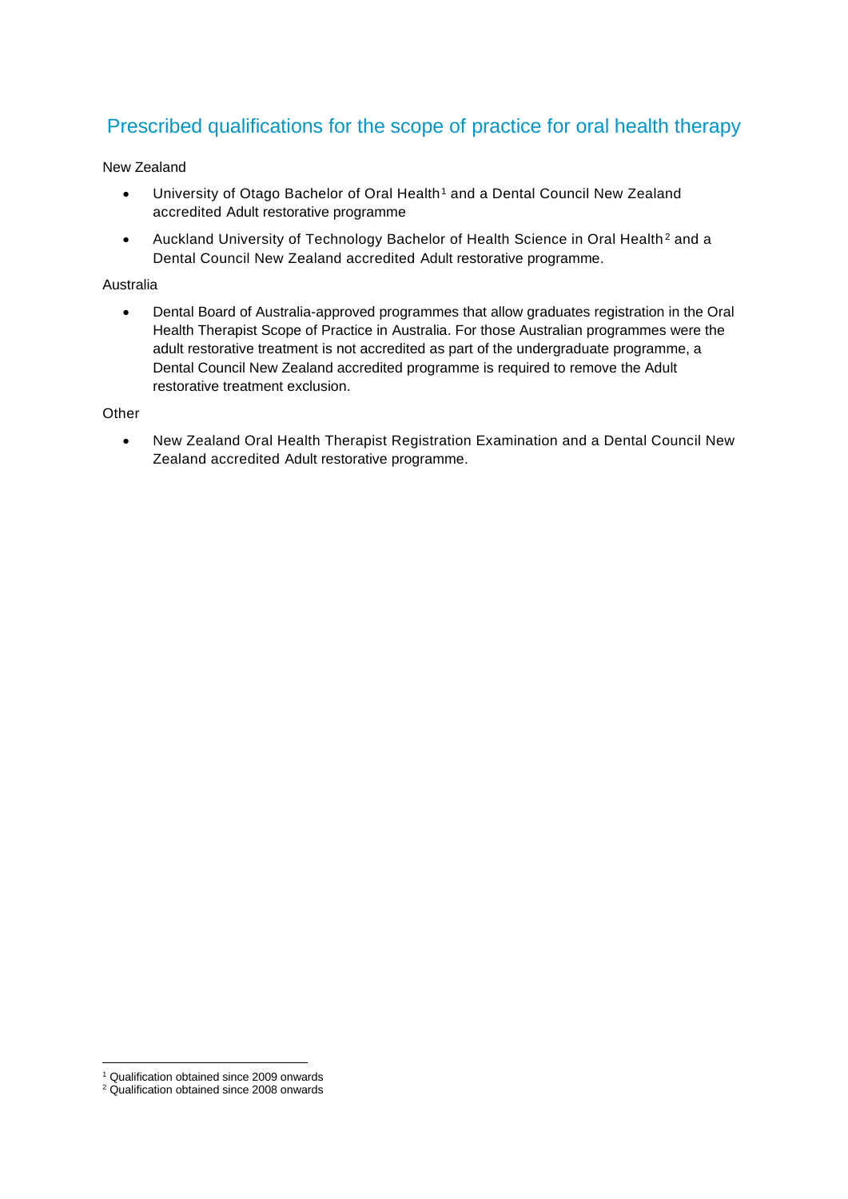## Prescribed qualifications for the scope of practice for oral health therapy

New Zealand

- University of Otago Bachelor of Oral Health[1] and a Dental Council New Zealand accredited Adult restorative programme
- Auckland University of Technology Bachelor of Health Science in Oral Health[2] and a Dental Council New Zealand accredited Adult restorative programme.

Australia

- Dental Board of Australia-approved programmes that allow graduates registration in the Oral Health Therapist Scope of Practice in Australia. For those Australian programmes were the adult restorative treatment is not accredited as part of the undergraduate programme, a Dental Council New Zealand accredited programme is required to remove the Adult restorative treatment exclusion.

Other

- New Zealand Oral Health Therapist Registration Examination and a Dental Council New Zealand accredited Adult restorative programme.

---

[1] Qualification obtained since 2009 onwards

[2] Qualification obtained since 2008 onwards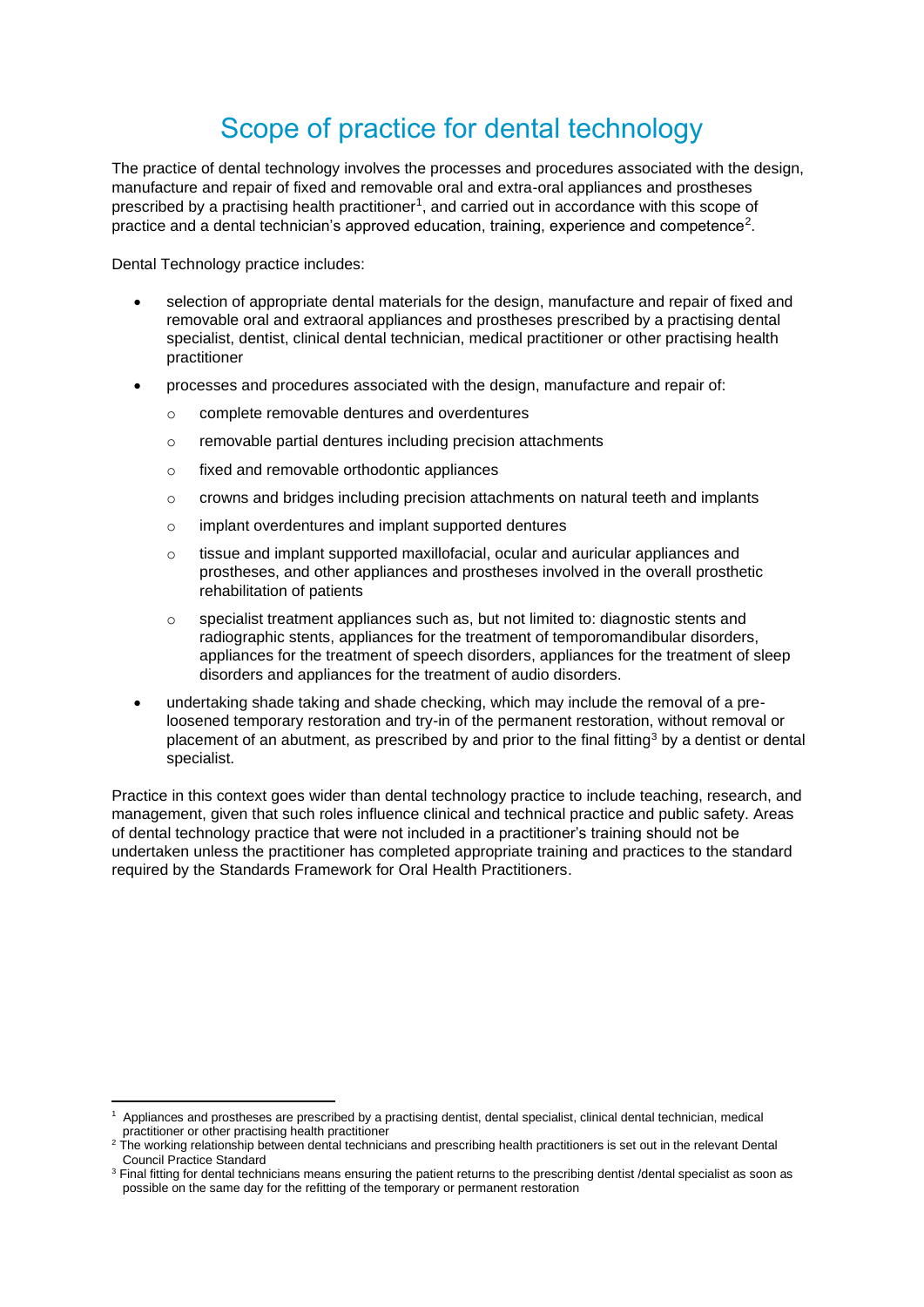# Scope of practice for dental technology

The practice of dental technology involves the processes and procedures associated with the design, manufacture and repair of fixed and removable oral and extra-oral appliances and prostheses prescribed by a practising health practitioner[1], and carried out in accordance with this scope of practice and a dental technician's approved education, training, experience and competence[2].

Dental Technology practice includes:

- selection of appropriate dental materials for the design, manufacture and repair of fixed and removable oral and extraoral appliances and prostheses prescribed by a practising dental specialist, dentist, clinical dental technician, medical practitioner or other practising health practitioner
- processes and procedures associated with the design, manufacture and repair of:
  - complete removable dentures and overdentures
  - removable partial dentures including precision attachments
  - fixed and removable orthodontic appliances
  - crowns and bridges including precision attachments on natural teeth and implants
  - implant overdentures and implant supported dentures
  - tissue and implant supported maxillofacial, ocular and auricular appliances and prostheses, and other appliances and prostheses involved in the overall prosthetic rehabilitation of patients
  - specialist treatment appliances such as, but not limited to: diagnostic stents and radiographic stents, appliances for the treatment of temporomandibular disorders, appliances for the treatment of speech disorders, appliances for the treatment of sleep disorders and appliances for the treatment of audio disorders.
- undertaking shade taking and shade checking, which may include the removal of a pre-loosened temporary restoration and try-in of the permanent restoration, without removal or placement of an abutment, as prescribed by and prior to the final fitting[3] by a dentist or dental specialist.

Practice in this context goes wider than dental technology practice to include teaching, research, and management, given that such roles influence clinical and technical practice and public safety. Areas of dental technology practice that were not included in a practitioner's training should not be undertaken unless the practitioner has completed appropriate training and practices to the standard required by the Standards Framework for Oral Health Practitioners.

---

[1] Appliances and prostheses are prescribed by a practising dentist, dental specialist, clinical dental technician, medical practitioner or other practising health practitioner

[2] The working relationship between dental technicians and prescribing health practitioners is set out in the relevant Dental Council Practice Standard

[3] Final fitting for dental technicians means ensuring the patient returns to the prescribing dentist /dental specialist as soon as possible on the same day for the refitting of the temporary or permanent restoration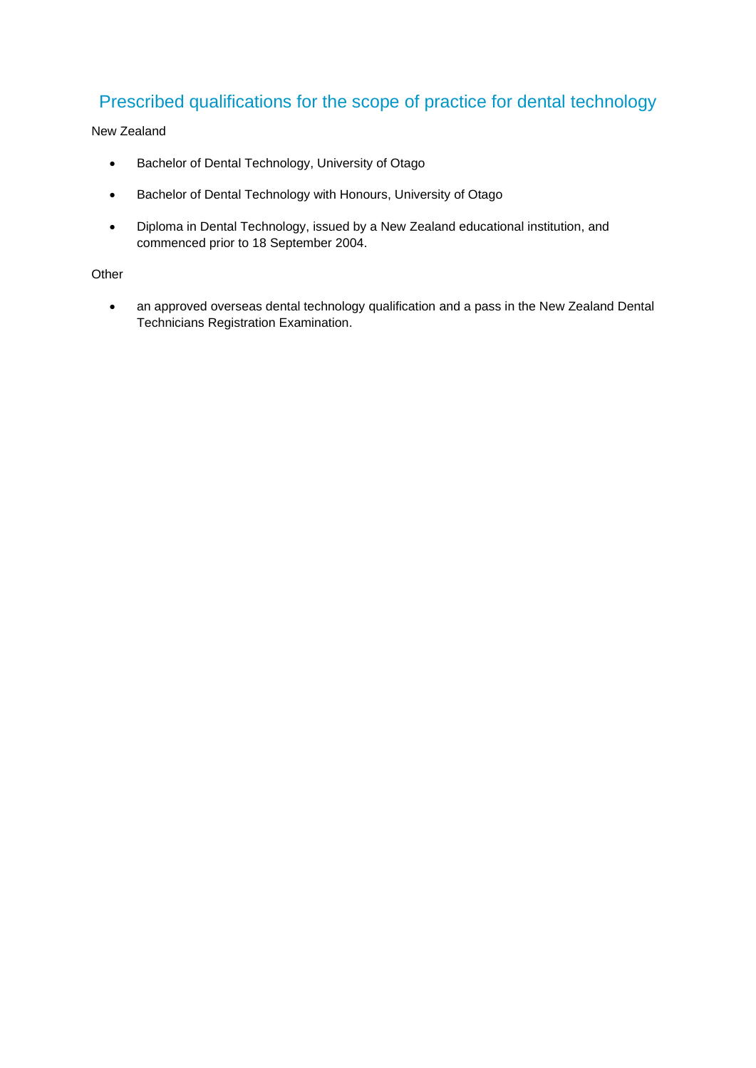## Prescribed qualifications for the scope of practice for dental technology

New Zealand

- Bachelor of Dental Technology, University of Otago
- Bachelor of Dental Technology with Honours, University of Otago
- Diploma in Dental Technology, issued by a New Zealand educational institution, and commenced prior to 18 September 2004.

Other

- an approved overseas dental technology qualification and a pass in the New Zealand Dental Technicians Registration Examination.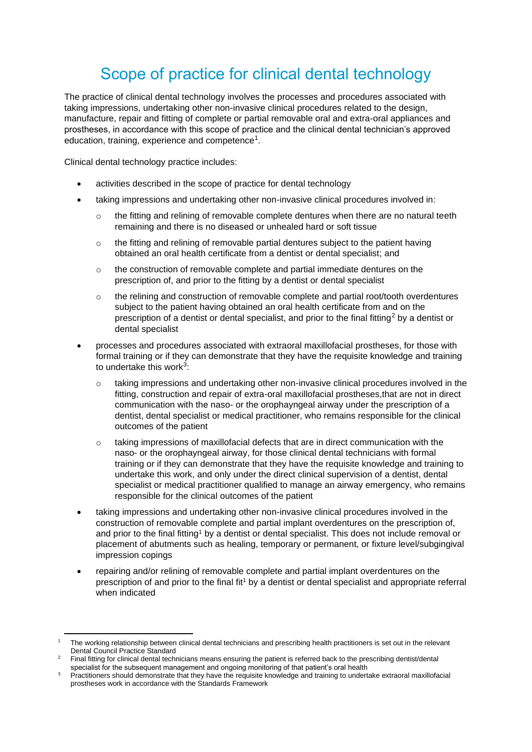# Scope of practice for clinical dental technology

The practice of clinical dental technology involves the processes and procedures associated with taking impressions, undertaking other non-invasive clinical procedures related to the design, manufacture, repair and fitting of complete or partial removable oral and extra-oral appliances and prostheses, in accordance with this scope of practice and the clinical dental technician's approved education, training, experience and competence[1].

Clinical dental technology practice includes:

- activities described in the scope of practice for dental technology
- taking impressions and undertaking other non-invasive clinical procedures involved in:
  - the fitting and relining of removable complete dentures when there are no natural teeth remaining and there is no diseased or unhealed hard or soft tissue
  - the fitting and relining of removable partial dentures subject to the patient having obtained an oral health certificate from a dentist or dental specialist; and
  - the construction of removable complete and partial immediate dentures on the prescription of, and prior to the fitting by a dentist or dental specialist
  - the relining and construction of removable complete and partial root/tooth overdentures subject to the patient having obtained an oral health certificate from and on the prescription of a dentist or dental specialist, and prior to the final fitting[2] by a dentist or dental specialist
- processes and procedures associated with extraoral maxillofacial prostheses, for those with formal training or if they can demonstrate that they have the requisite knowledge and training to undertake this work[3]:
  - taking impressions and undertaking other non-invasive clinical procedures involved in the fitting, construction and repair of extra-oral maxillofacial prostheses,that are not in direct communication with the naso- or the orophayngeal airway under the prescription of a dentist, dental specialist or medical practitioner, who remains responsible for the clinical outcomes of the patient
  - taking impressions of maxillofacial defects that are in direct communication with the naso- or the orophayngeal airway, for those clinical dental technicians with formal training or if they can demonstrate that they have the requisite knowledge and training to undertake this work, and only under the direct clinical supervision of a dentist, dental specialist or medical practitioner qualified to manage an airway emergency, who remains responsible for the clinical outcomes of the patient
- taking impressions and undertaking other non-invasive clinical procedures involved in the construction of removable complete and partial implant overdentures on the prescription of, and prior to the final fitting[1] by a dentist or dental specialist. This does not include removal or placement of abutments such as healing, temporary or permanent, or fixture level/subgingival impression copings
- repairing and/or relining of removable complete and partial implant overdentures on the prescription of and prior to the final fit[1] by a dentist or dental specialist and appropriate referral when indicated

---

[1] The working relationship between clinical dental technicians and prescribing health practitioners is set out in the relevant Dental Council Practice Standard

[2] Final fitting for clinical dental technicians means ensuring the patient is referred back to the prescribing dentist/dental specialist for the subsequent management and ongoing monitoring of that patient's oral health

[3] Practitioners should demonstrate that they have the requisite knowledge and training to undertake extraoral maxillofacial prostheses work in accordance with the Standards Framework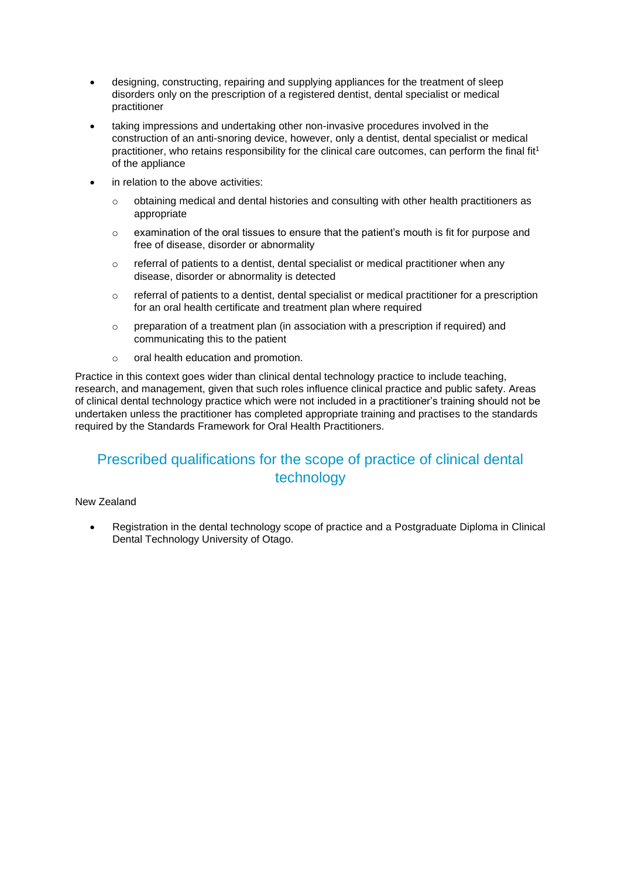- designing, constructing, repairing and supplying appliances for the treatment of sleep disorders only on the prescription of a registered dentist, dental specialist or medical practitioner
- taking impressions and undertaking other non-invasive procedures involved in the construction of an anti-snoring device, however, only a dentist, dental specialist or medical practitioner, who retains responsibility for the clinical care outcomes, can perform the final fit[1] of the appliance
- in relation to the above activities:
  - obtaining medical and dental histories and consulting with other health practitioners as appropriate
  - examination of the oral tissues to ensure that the patient's mouth is fit for purpose and free of disease, disorder or abnormality
  - referral of patients to a dentist, dental specialist or medical practitioner when any disease, disorder or abnormality is detected
  - referral of patients to a dentist, dental specialist or medical practitioner for a prescription for an oral health certificate and treatment plan where required
  - preparation of a treatment plan (in association with a prescription if required) and communicating this to the patient
  - oral health education and promotion.

Practice in this context goes wider than clinical dental technology practice to include teaching, research, and management, given that such roles influence clinical practice and public safety. Areas of clinical dental technology practice which were not included in a practitioner's training should not be undertaken unless the practitioner has completed appropriate training and practises to the standards required by the Standards Framework for Oral Health Practitioners.

## Prescribed qualifications for the scope of practice of clinical dental technology

New Zealand

- Registration in the dental technology scope of practice and a Postgraduate Diploma in Clinical Dental Technology University of Otago.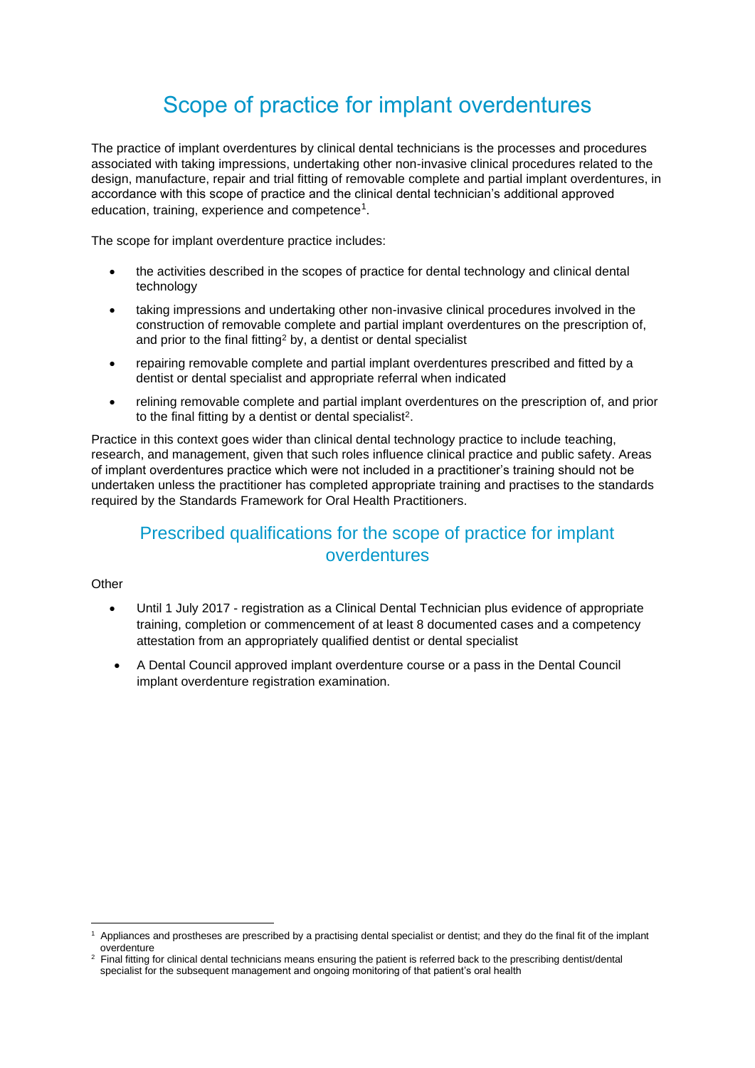# Scope of practice for implant overdentures

The practice of implant overdentures by clinical dental technicians is the processes and procedures associated with taking impressions, undertaking other non-invasive clinical procedures related to the design, manufacture, repair and trial fitting of removable complete and partial implant overdentures, in accordance with this scope of practice and the clinical dental technician's additional approved education, training, experience and competence[1].

The scope for implant overdenture practice includes:

- the activities described in the scopes of practice for dental technology and clinical dental technology
- taking impressions and undertaking other non-invasive clinical procedures involved in the construction of removable complete and partial implant overdentures on the prescription of, and prior to the final fitting[2] by, a dentist or dental specialist
- repairing removable complete and partial implant overdentures prescribed and fitted by a dentist or dental specialist and appropriate referral when indicated
- relining removable complete and partial implant overdentures on the prescription of, and prior to the final fitting by a dentist or dental specialist[2].

Practice in this context goes wider than clinical dental technology practice to include teaching, research, and management, given that such roles influence clinical practice and public safety. Areas of implant overdentures practice which were not included in a practitioner's training should not be undertaken unless the practitioner has completed appropriate training and practises to the standards required by the Standards Framework for Oral Health Practitioners.

## Prescribed qualifications for the scope of practice for implant overdentures

Other

- Until 1 July 2017 - registration as a Clinical Dental Technician plus evidence of appropriate training, completion or commencement of at least 8 documented cases and a competency attestation from an appropriately qualified dentist or dental specialist
- A Dental Council approved implant overdenture course or a pass in the Dental Council implant overdenture registration examination.

---

[1] Appliances and prostheses are prescribed by a practising dental specialist or dentist; and they do the final fit of the implant overdenture

[2] Final fitting for clinical dental technicians means ensuring the patient is referred back to the prescribing dentist/dental specialist for the subsequent management and ongoing monitoring of that patient's oral health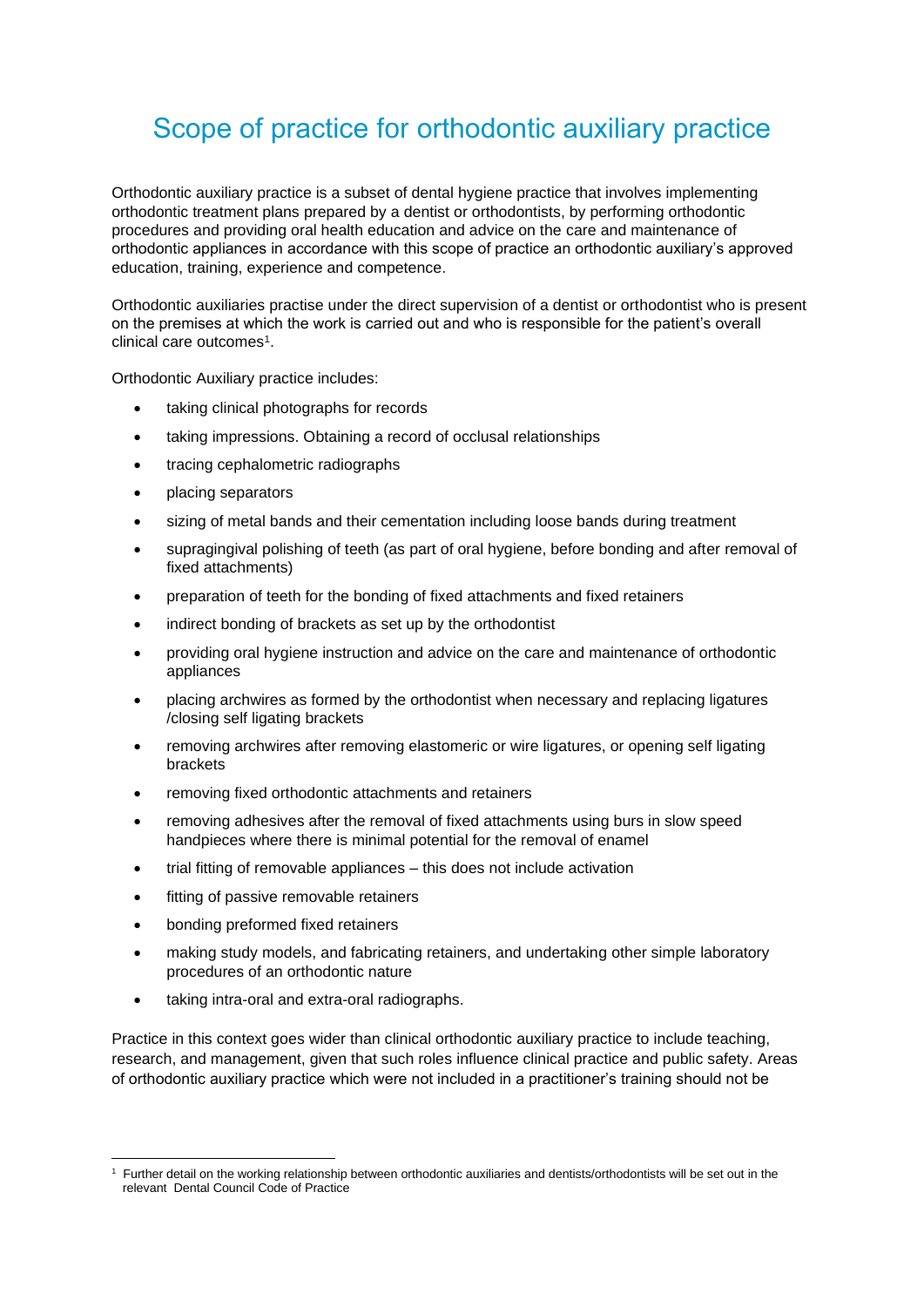# Scope of practice for orthodontic auxiliary practice

Orthodontic auxiliary practice is a subset of dental hygiene practice that involves implementing orthodontic treatment plans prepared by a dentist or orthodontists, by performing orthodontic procedures and providing oral health education and advice on the care and maintenance of orthodontic appliances in accordance with this scope of practice an orthodontic auxiliary's approved education, training, experience and competence.

Orthodontic auxiliaries practise under the direct supervision of a dentist or orthodontist who is present on the premises at which the work is carried out and who is responsible for the patient's overall clinical care outcomes[1].

Orthodontic Auxiliary practice includes:

- taking clinical photographs for records
- taking impressions. Obtaining a record of occlusal relationships
- tracing cephalometric radiographs
- placing separators
- sizing of metal bands and their cementation including loose bands during treatment
- supragingival polishing of teeth (as part of oral hygiene, before bonding and after removal of fixed attachments)
- preparation of teeth for the bonding of fixed attachments and fixed retainers
- indirect bonding of brackets as set up by the orthodontist
- providing oral hygiene instruction and advice on the care and maintenance of orthodontic appliances
- placing archwires as formed by the orthodontist when necessary and replacing ligatures /closing self ligating brackets
- removing archwires after removing elastomeric or wire ligatures, or opening self ligating brackets
- removing fixed orthodontic attachments and retainers
- removing adhesives after the removal of fixed attachments using burs in slow speed handpieces where there is minimal potential for the removal of enamel
- trial fitting of removable appliances – this does not include activation
- fitting of passive removable retainers
- bonding preformed fixed retainers
- making study models, and fabricating retainers, and undertaking other simple laboratory procedures of an orthodontic nature
- taking intra-oral and extra-oral radiographs.

Practice in this context goes wider than clinical orthodontic auxiliary practice to include teaching, research, and management, given that such roles influence clinical practice and public safety. Areas of orthodontic auxiliary practice which were not included in a practitioner's training should not be

---

[1] Further detail on the working relationship between orthodontic auxiliaries and dentists/orthodontists will be set out in the relevant Dental Council Code of Practice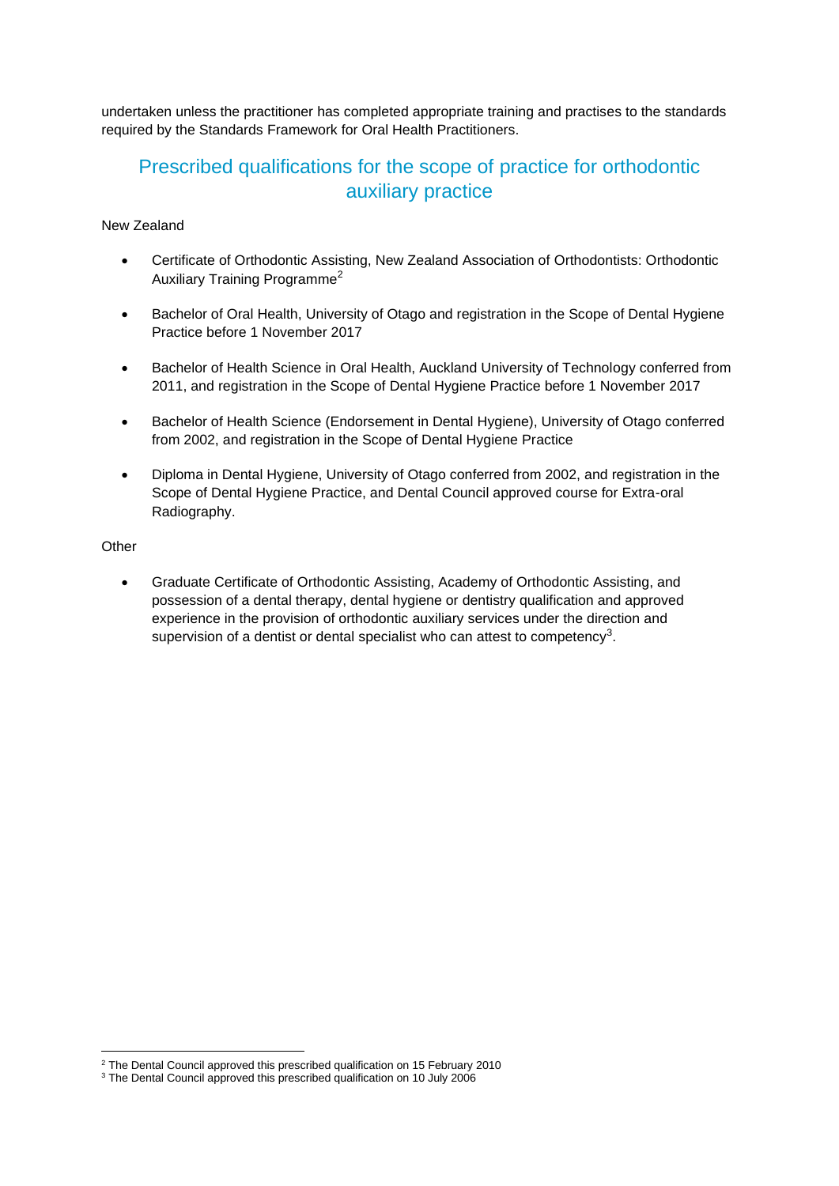undertaken unless the practitioner has completed appropriate training and practises to the standards required by the Standards Framework for Oral Health Practitioners.

## Prescribed qualifications for the scope of practice for orthodontic auxiliary practice

New Zealand

- Certificate of Orthodontic Assisting, New Zealand Association of Orthodontists: Orthodontic Auxiliary Training Programme[2]
- Bachelor of Oral Health, University of Otago and registration in the Scope of Dental Hygiene Practice before 1 November 2017
- Bachelor of Health Science in Oral Health, Auckland University of Technology conferred from 2011, and registration in the Scope of Dental Hygiene Practice before 1 November 2017
- Bachelor of Health Science (Endorsement in Dental Hygiene), University of Otago conferred from 2002, and registration in the Scope of Dental Hygiene Practice
- Diploma in Dental Hygiene, University of Otago conferred from 2002, and registration in the Scope of Dental Hygiene Practice, and Dental Council approved course for Extra-oral Radiography.

Other

- Graduate Certificate of Orthodontic Assisting, Academy of Orthodontic Assisting, and possession of a dental therapy, dental hygiene or dentistry qualification and approved experience in the provision of orthodontic auxiliary services under the direction and supervision of a dentist or dental specialist who can attest to competency[3].

---

[2] The Dental Council approved this prescribed qualification on 15 February 2010

[3] The Dental Council approved this prescribed qualification on 10 July 2006